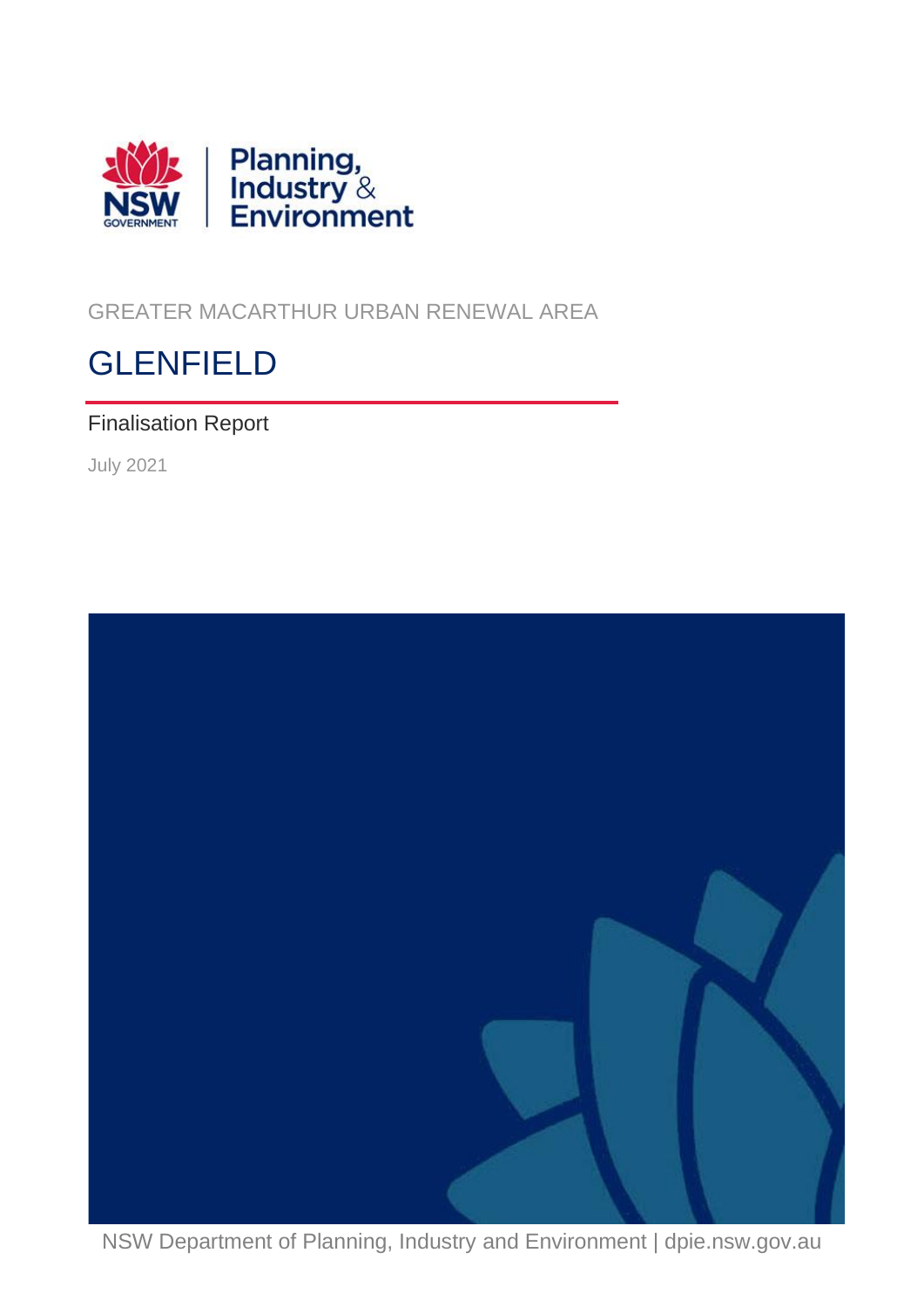GREATER MACARTHUR URBAN RENEWAL AREA

# GLENFIELD

Finalisation Report

July 2021

NSW Department of Planning, Industry and Environment | dpie.nsw.gov.au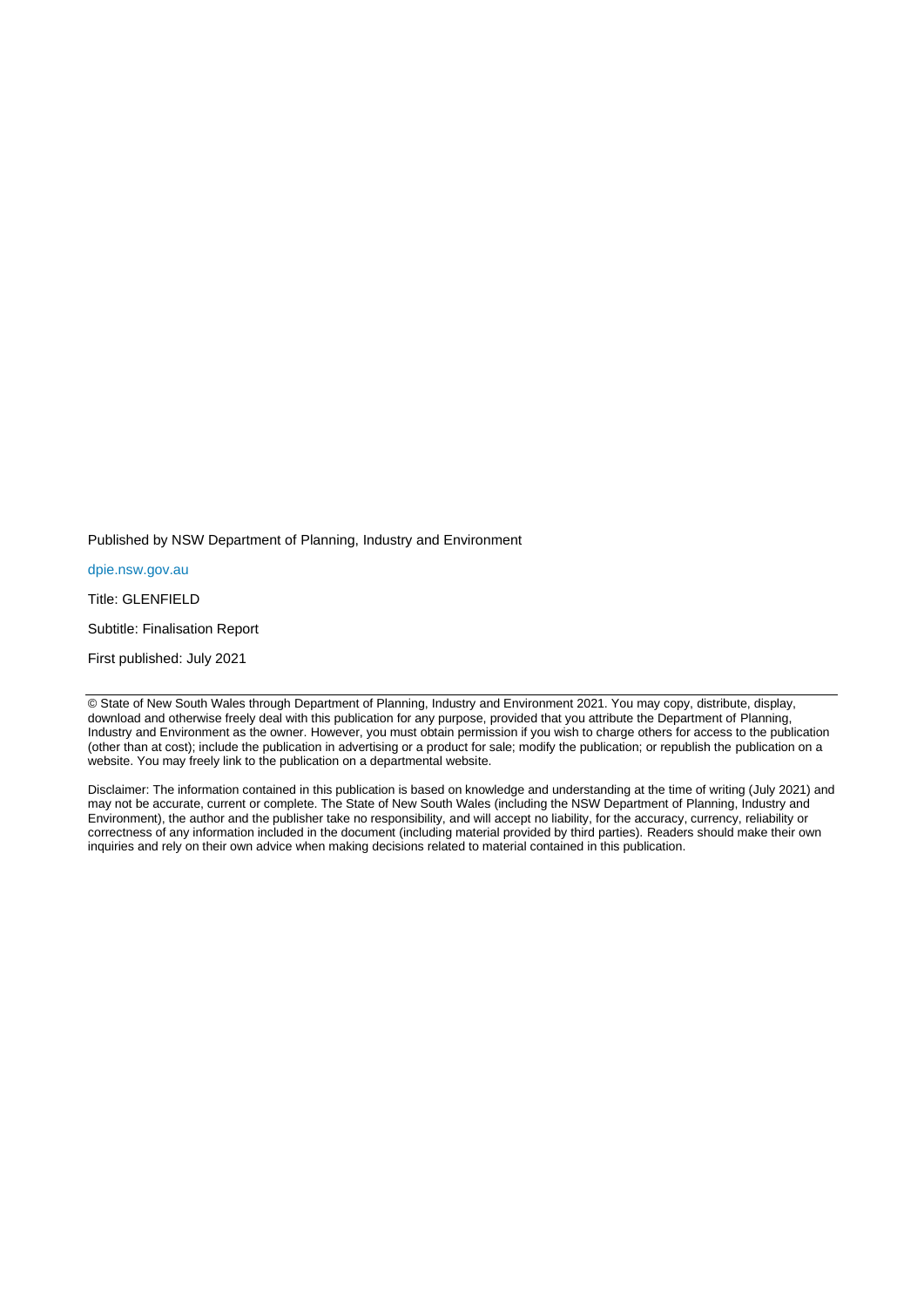Published by NSW Department of Planning, Industry and Environment

dpie.nsw.gov.au

Title: GLENFIELD

Subtitle: Finalisation Report

First published: July 2021

---

© State of New South Wales through Department of Planning, Industry and Environment 2021. You may copy, distribute, display, download and otherwise freely deal with this publication for any purpose, provided that you attribute the Department of Planning, Industry and Environment as the owner. However, you must obtain permission if you wish to charge others for access to the publication (other than at cost); include the publication in advertising or a product for sale; modify the publication; or republish the publication on a website. You may freely link to the publication on a departmental website.

Disclaimer: The information contained in this publication is based on knowledge and understanding at the time of writing (July 2021) and may not be accurate, current or complete. The State of New South Wales (including the NSW Department of Planning, Industry and Environment), the author and the publisher take no responsibility, and will accept no liability, for the accuracy, currency, reliability or correctness of any information included in the document (including material provided by third parties). Readers should make their own inquiries and rely on their own advice when making decisions related to material contained in this publication.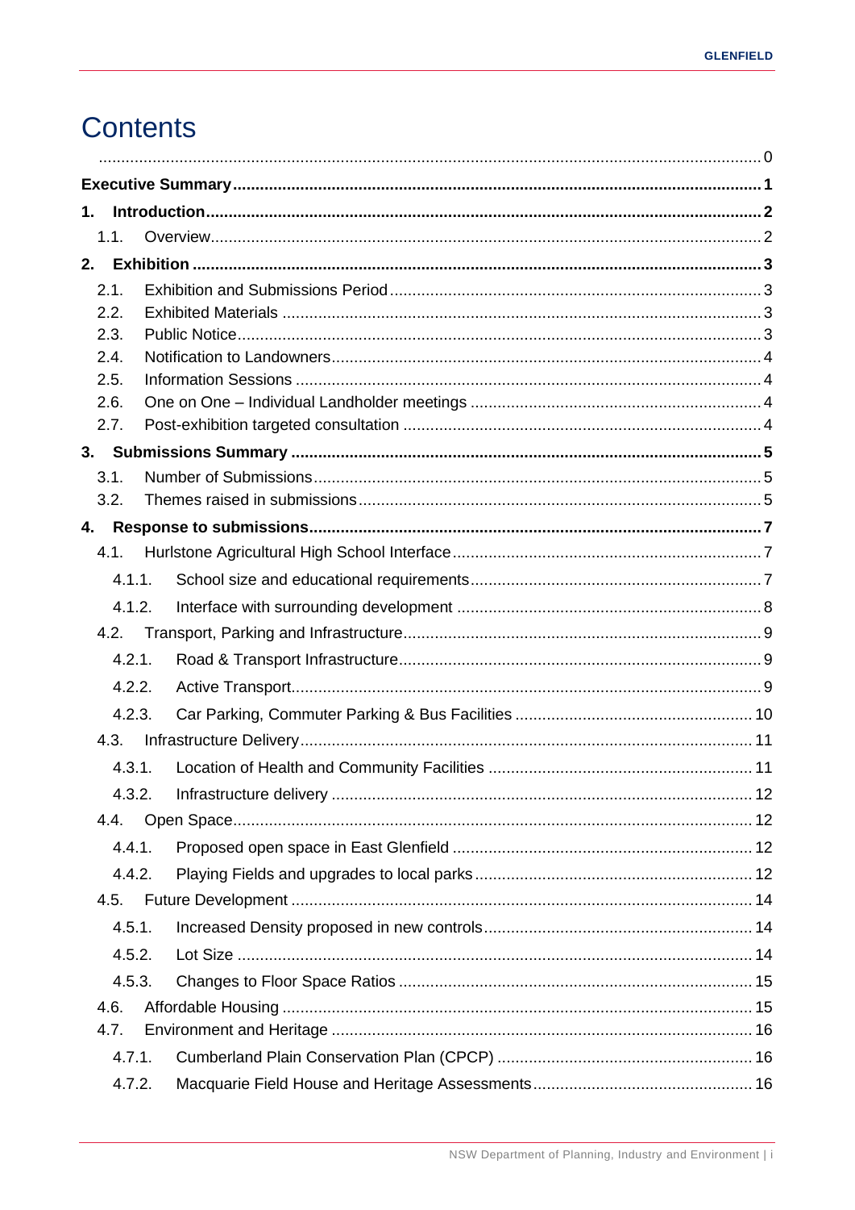# Contents

.................................................................................................................... 0

**Executive Summary** .................................................................................................... **1**

**1. Introduction** ............................................................................................................. **2**

1.1. Overview ................................................................................................................ 2

**2. Exhibition** ................................................................................................................ **3**

2.1. Exhibition and Submissions Period ...................................................................... 3

2.2. Exhibited Materials .............................................................................................. 3

2.3. Public Notice ........................................................................................................ 3

2.4. Notification to Landowners .................................................................................. 4

2.5. Information Sessions ........................................................................................... 4

2.6. One on One – Individual Landholder meetings ..................................................... 4

2.7. Post-exhibition targeted consultation .................................................................... 4

**3. Submissions Summary** .......................................................................................... **5**

3.1. Number of Submissions ........................................................................................ 5

3.2. Themes raised in submissions .............................................................................. 5

**4. Response to submissions** ...................................................................................... **7**

4.1. Hurlstone Agricultural High School Interface ......................................................... 7

4.1.1. School size and educational requirements ......................................................... 7

4.1.2. Interface with surrounding development ............................................................. 8

4.2. Transport, Parking and Infrastructure .................................................................... 9

4.2.1. Road & Transport Infrastructure ......................................................................... 9

4.2.2. Active Transport .................................................................................................. 9

4.2.3. Car Parking, Commuter Parking & Bus Facilities ............................................... 10

4.3. Infrastructure Delivery .......................................................................................... 11

4.3.1. Location of Health and Community Facilities .................................................... 11

4.3.2. Infrastructure delivery ....................................................................................... 12

4.4. Open Space ......................................................................................................... 12

4.4.1. Proposed open space in East Glenfield ............................................................. 12

4.4.2. Playing Fields and upgrades to local parks ........................................................ 12

4.5. Future Development ............................................................................................. 14

4.5.1. Increased Density proposed in new controls ...................................................... 14

4.5.2. Lot Size ............................................................................................................ 14

4.5.3. Changes to Floor Space Ratios ......................................................................... 15

4.6. Affordable Housing ............................................................................................... 15

4.7. Environment and Heritage .................................................................................... 16

4.7.1. Cumberland Plain Conservation Plan (CPCP) .................................................... 16

4.7.2. Macquarie Field House and Heritage Assessments ............................................ 16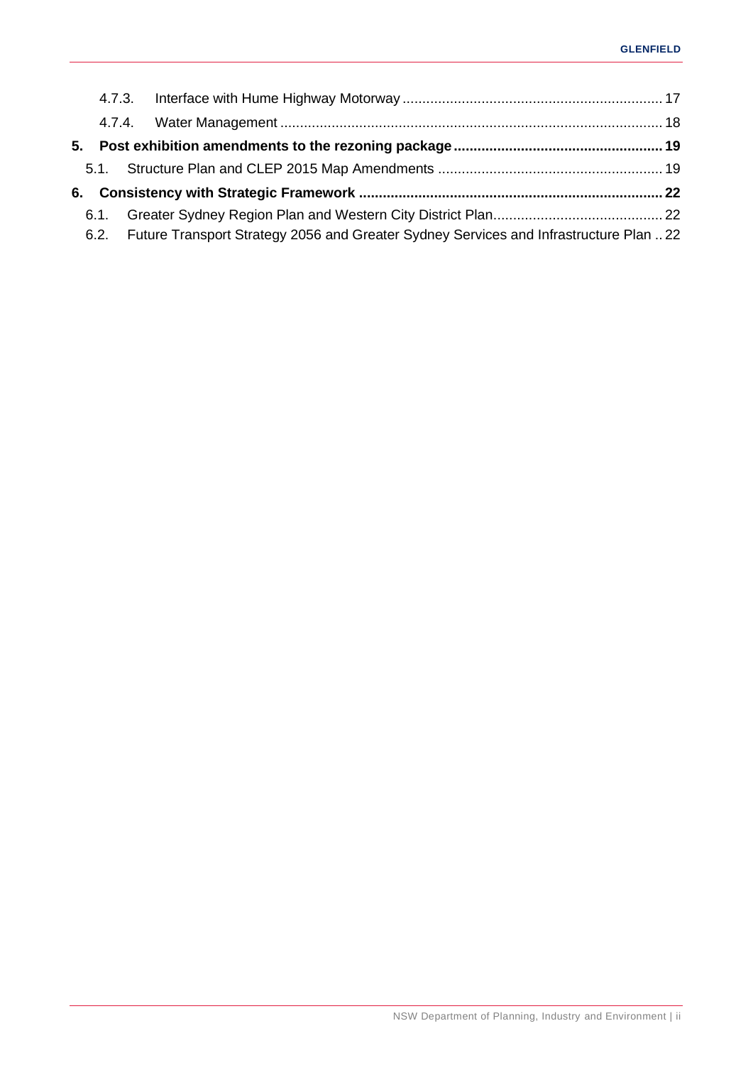- 4.7.3. Interface with Hume Highway Motorway ... 17
- 4.7.4. Water Management ... 18

**5. Post exhibition amendments to the rezoning package ... 19**

- 5.1. Structure Plan and CLEP 2015 Map Amendments ... 19

**6. Consistency with Strategic Framework ... 22**

- 6.1. Greater Sydney Region Plan and Western City District Plan ... 22
- 6.2. Future Transport Strategy 2056 and Greater Sydney Services and Infrastructure Plan ... 22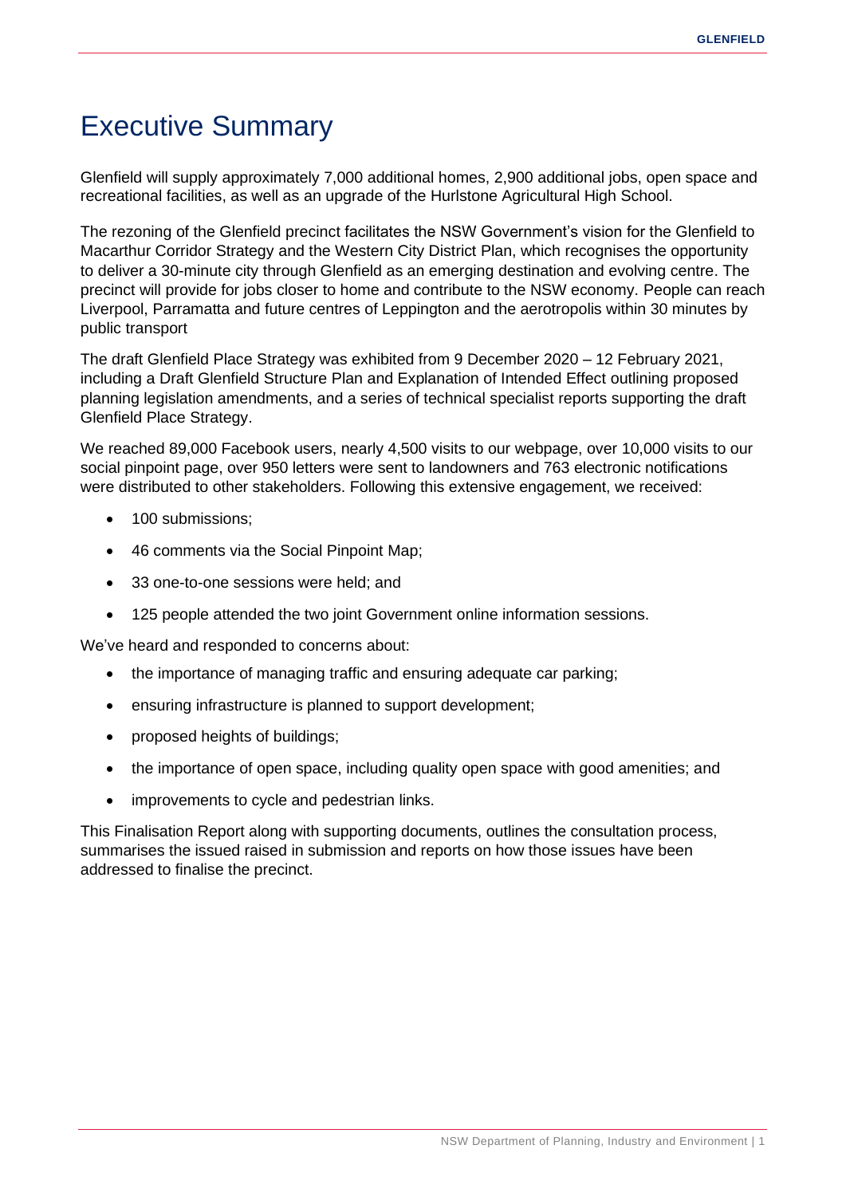# Executive Summary

Glenfield will supply approximately 7,000 additional homes, 2,900 additional jobs, open space and recreational facilities, as well as an upgrade of the Hurlstone Agricultural High School.

The rezoning of the Glenfield precinct facilitates the NSW Government's vision for the Glenfield to Macarthur Corridor Strategy and the Western City District Plan, which recognises the opportunity to deliver a 30-minute city through Glenfield as an emerging destination and evolving centre. The precinct will provide for jobs closer to home and contribute to the NSW economy. People can reach Liverpool, Parramatta and future centres of Leppington and the aerotropolis within 30 minutes by public transport

The draft Glenfield Place Strategy was exhibited from 9 December 2020 – 12 February 2021, including a Draft Glenfield Structure Plan and Explanation of Intended Effect outlining proposed planning legislation amendments, and a series of technical specialist reports supporting the draft Glenfield Place Strategy.

We reached 89,000 Facebook users, nearly 4,500 visits to our webpage, over 10,000 visits to our social pinpoint page, over 950 letters were sent to landowners and 763 electronic notifications were distributed to other stakeholders. Following this extensive engagement, we received:

- 100 submissions;
- 46 comments via the Social Pinpoint Map;
- 33 one-to-one sessions were held; and
- 125 people attended the two joint Government online information sessions.

We've heard and responded to concerns about:

- the importance of managing traffic and ensuring adequate car parking;
- ensuring infrastructure is planned to support development;
- proposed heights of buildings;
- the importance of open space, including quality open space with good amenities; and
- improvements to cycle and pedestrian links.

This Finalisation Report along with supporting documents, outlines the consultation process, summarises the issued raised in submission and reports on how those issues have been addressed to finalise the precinct.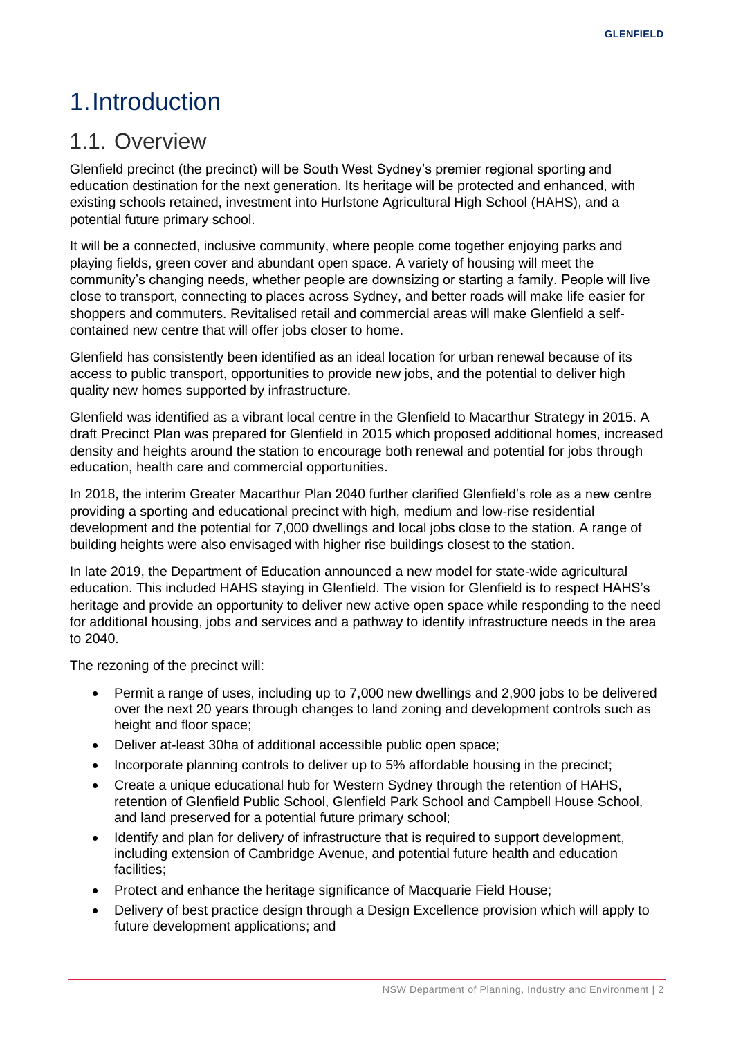# 1. Introduction

## 1.1. Overview

Glenfield precinct (the precinct) will be South West Sydney's premier regional sporting and education destination for the next generation. Its heritage will be protected and enhanced, with existing schools retained, investment into Hurlstone Agricultural High School (HAHS), and a potential future primary school.

It will be a connected, inclusive community, where people come together enjoying parks and playing fields, green cover and abundant open space. A variety of housing will meet the community's changing needs, whether people are downsizing or starting a family. People will live close to transport, connecting to places across Sydney, and better roads will make life easier for shoppers and commuters. Revitalised retail and commercial areas will make Glenfield a self-contained new centre that will offer jobs closer to home.

Glenfield has consistently been identified as an ideal location for urban renewal because of its access to public transport, opportunities to provide new jobs, and the potential to deliver high quality new homes supported by infrastructure.

Glenfield was identified as a vibrant local centre in the Glenfield to Macarthur Strategy in 2015. A draft Precinct Plan was prepared for Glenfield in 2015 which proposed additional homes, increased density and heights around the station to encourage both renewal and potential for jobs through education, health care and commercial opportunities.

In 2018, the interim Greater Macarthur Plan 2040 further clarified Glenfield's role as a new centre providing a sporting and educational precinct with high, medium and low-rise residential development and the potential for 7,000 dwellings and local jobs close to the station. A range of building heights were also envisaged with higher rise buildings closest to the station.

In late 2019, the Department of Education announced a new model for state-wide agricultural education. This included HAHS staying in Glenfield. The vision for Glenfield is to respect HAHS's heritage and provide an opportunity to deliver new active open space while responding to the need for additional housing, jobs and services and a pathway to identify infrastructure needs in the area to 2040.

The rezoning of the precinct will:

- Permit a range of uses, including up to 7,000 new dwellings and 2,900 jobs to be delivered over the next 20 years through changes to land zoning and development controls such as height and floor space;
- Deliver at-least 30ha of additional accessible public open space;
- Incorporate planning controls to deliver up to 5% affordable housing in the precinct;
- Create a unique educational hub for Western Sydney through the retention of HAHS, retention of Glenfield Public School, Glenfield Park School and Campbell House School, and land preserved for a potential future primary school;
- Identify and plan for delivery of infrastructure that is required to support development, including extension of Cambridge Avenue, and potential future health and education facilities;
- Protect and enhance the heritage significance of Macquarie Field House;
- Delivery of best practice design through a Design Excellence provision which will apply to future development applications; and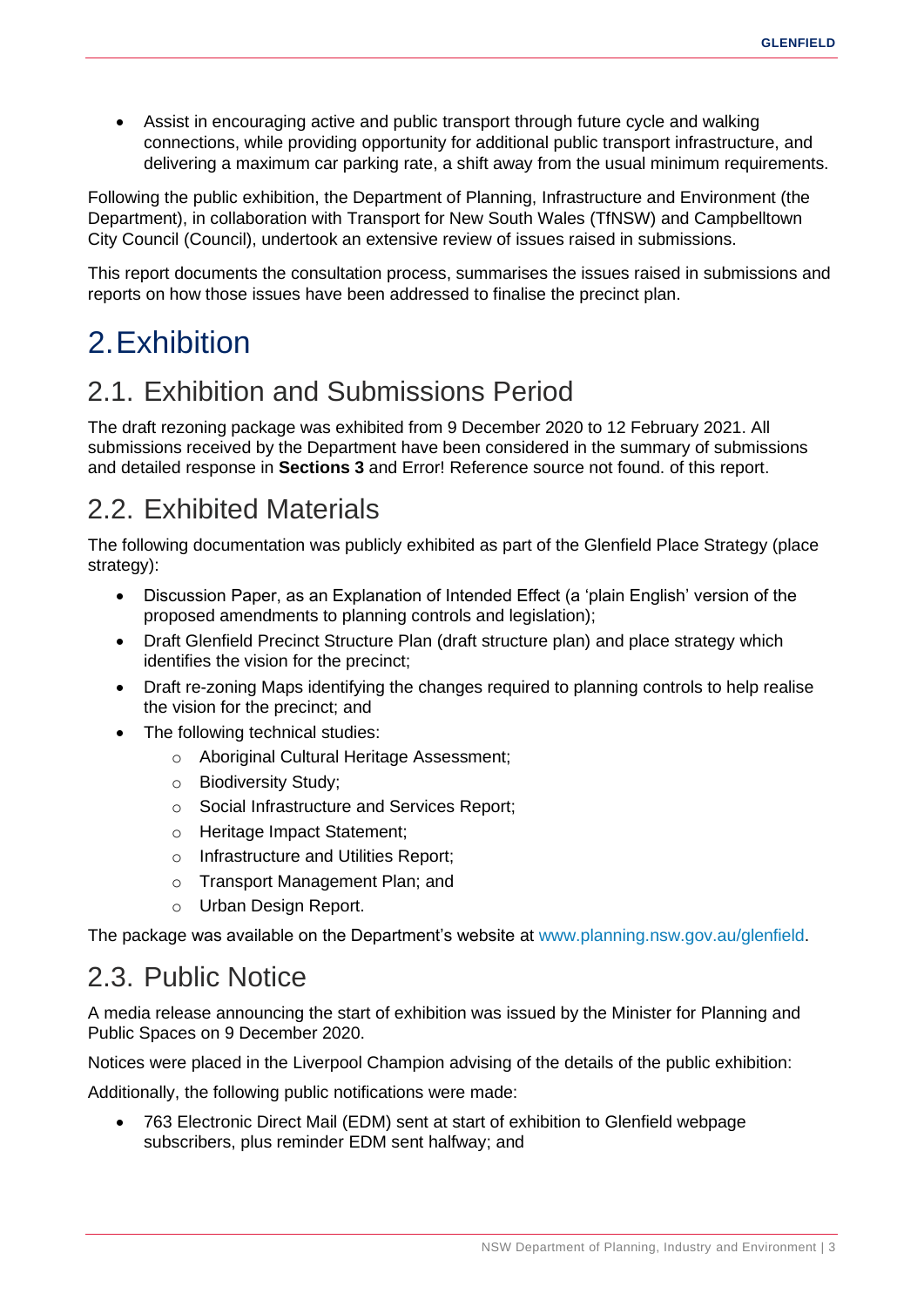- Assist in encouraging active and public transport through future cycle and walking connections, while providing opportunity for additional public transport infrastructure, and delivering a maximum car parking rate, a shift away from the usual minimum requirements.

Following the public exhibition, the Department of Planning, Infrastructure and Environment (the Department), in collaboration with Transport for New South Wales (TfNSW) and Campbelltown City Council (Council), undertook an extensive review of issues raised in submissions.

This report documents the consultation process, summarises the issues raised in submissions and reports on how those issues have been addressed to finalise the precinct plan.

# 2. Exhibition

## 2.1. Exhibition and Submissions Period

The draft rezoning package was exhibited from 9 December 2020 to 12 February 2021. All submissions received by the Department have been considered in the summary of submissions and detailed response in **Sections 3** and Error! Reference source not found. of this report.

## 2.2. Exhibited Materials

The following documentation was publicly exhibited as part of the Glenfield Place Strategy (place strategy):

- Discussion Paper, as an Explanation of Intended Effect (a 'plain English' version of the proposed amendments to planning controls and legislation);
- Draft Glenfield Precinct Structure Plan (draft structure plan) and place strategy which identifies the vision for the precinct;
- Draft re-zoning Maps identifying the changes required to planning controls to help realise the vision for the precinct; and
- The following technical studies:
    - Aboriginal Cultural Heritage Assessment;
    - Biodiversity Study;
    - Social Infrastructure and Services Report;
    - Heritage Impact Statement;
    - Infrastructure and Utilities Report;
    - Transport Management Plan; and
    - Urban Design Report.

The package was available on the Department's website at www.planning.nsw.gov.au/glenfield.

## 2.3. Public Notice

A media release announcing the start of exhibition was issued by the Minister for Planning and Public Spaces on 9 December 2020.

Notices were placed in the Liverpool Champion advising of the details of the public exhibition:

Additionally, the following public notifications were made:

- 763 Electronic Direct Mail (EDM) sent at start of exhibition to Glenfield webpage subscribers, plus reminder EDM sent halfway; and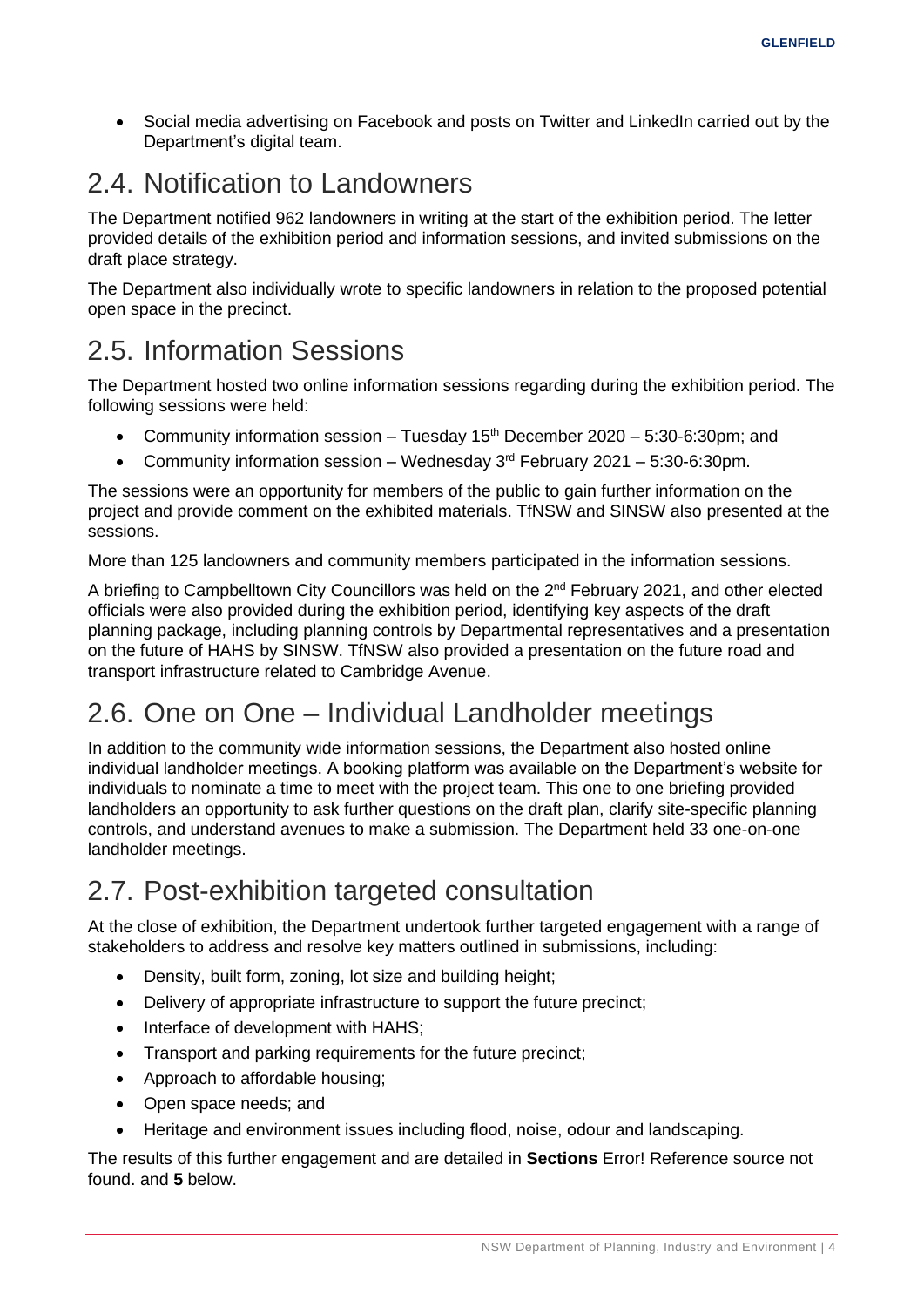- Social media advertising on Facebook and posts on Twitter and LinkedIn carried out by the Department's digital team.

## 2.4. Notification to Landowners

The Department notified 962 landowners in writing at the start of the exhibition period. The letter provided details of the exhibition period and information sessions, and invited submissions on the draft place strategy.

The Department also individually wrote to specific landowners in relation to the proposed potential open space in the precinct.

## 2.5. Information Sessions

The Department hosted two online information sessions regarding during the exhibition period. The following sessions were held:

- Community information session – Tuesday 15th December 2020 – 5:30-6:30pm; and
- Community information session – Wednesday 3rd February 2021 – 5:30-6:30pm.

The sessions were an opportunity for members of the public to gain further information on the project and provide comment on the exhibited materials. TfNSW and SINSW also presented at the sessions.

More than 125 landowners and community members participated in the information sessions.

A briefing to Campbelltown City Councillors was held on the 2nd February 2021, and other elected officials were also provided during the exhibition period, identifying key aspects of the draft planning package, including planning controls by Departmental representatives and a presentation on the future of HAHS by SINSW. TfNSW also provided a presentation on the future road and transport infrastructure related to Cambridge Avenue.

## 2.6. One on One – Individual Landholder meetings

In addition to the community wide information sessions, the Department also hosted online individual landholder meetings. A booking platform was available on the Department's website for individuals to nominate a time to meet with the project team. This one to one briefing provided landholders an opportunity to ask further questions on the draft plan, clarify site-specific planning controls, and understand avenues to make a submission. The Department held 33 one-on-one landholder meetings.

## 2.7. Post-exhibition targeted consultation

At the close of exhibition, the Department undertook further targeted engagement with a range of stakeholders to address and resolve key matters outlined in submissions, including:

- Density, built form, zoning, lot size and building height;
- Delivery of appropriate infrastructure to support the future precinct;
- Interface of development with HAHS;
- Transport and parking requirements for the future precinct;
- Approach to affordable housing;
- Open space needs; and
- Heritage and environment issues including flood, noise, odour and landscaping.

The results of this further engagement and are detailed in **Sections** Error! Reference source not found. and **5** below.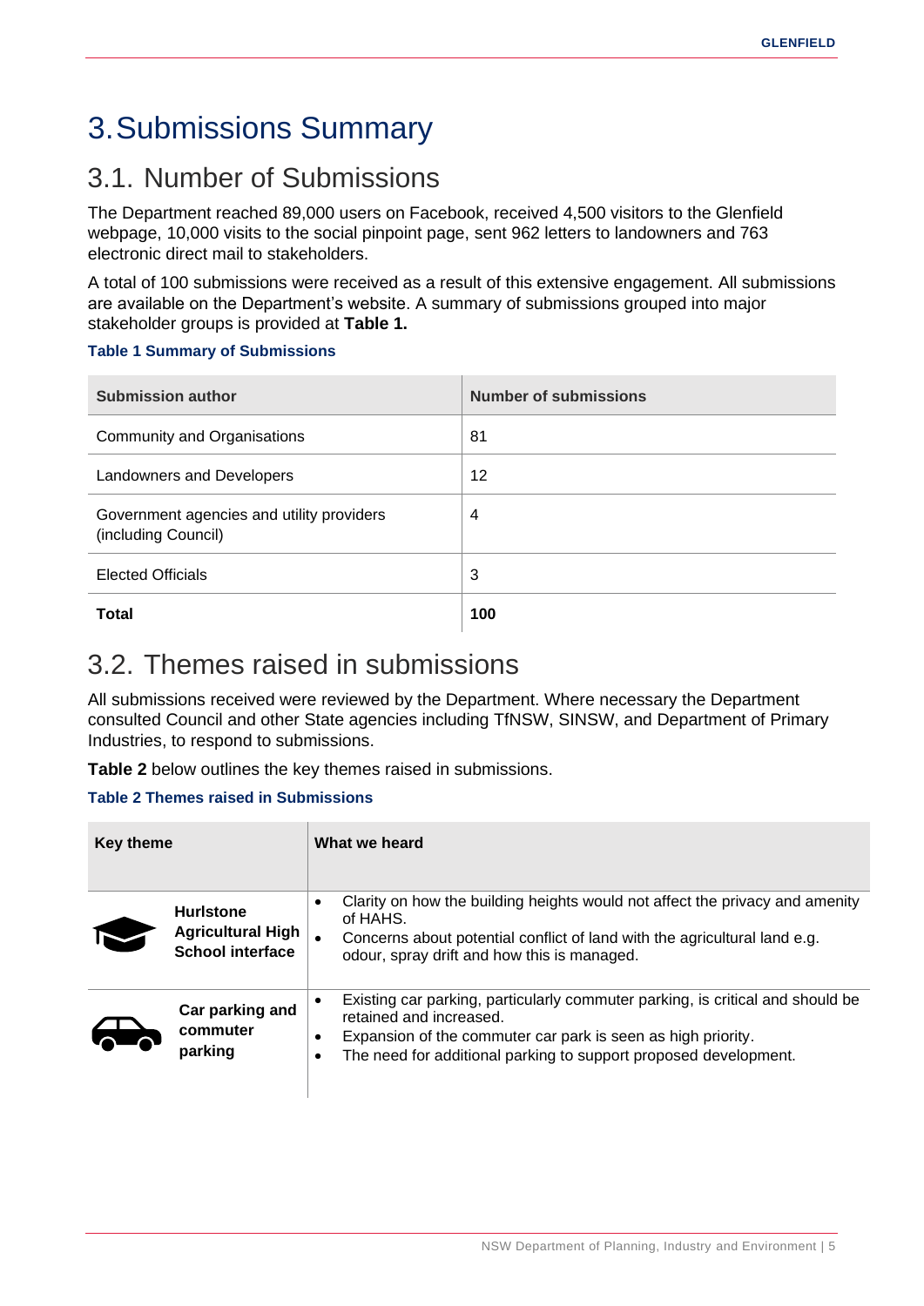# 3. Submissions Summary

## 3.1. Number of Submissions

The Department reached 89,000 users on Facebook, received 4,500 visitors to the Glenfield webpage, 10,000 visits to the social pinpoint page, sent 962 letters to landowners and 763 electronic direct mail to stakeholders.

A total of 100 submissions were received as a result of this extensive engagement. All submissions are available on the Department's website. A summary of submissions grouped into major stakeholder groups is provided at **Table 1.**

**Table 1 Summary of Submissions**

| Submission author | Number of submissions |
|---|---|
| Community and Organisations | 81 |
| Landowners and Developers | 12 |
| Government agencies and utility providers (including Council) | 4 |
| Elected Officials | 3 |
| **Total** | **100** |

## 3.2. Themes raised in submissions

All submissions received were reviewed by the Department. Where necessary the Department consulted Council and other State agencies including TfNSW, SINSW, and Department of Primary Industries, to respond to submissions.

**Table 2** below outlines the key themes raised in submissions.

**Table 2 Themes raised in Submissions**

| Key theme | What we heard |
|---|---|
| **Hurlstone Agricultural High School interface** | • Clarity on how the building heights would not affect the privacy and amenity of HAHS.<br>• Concerns about potential conflict of land with the agricultural land e.g. odour, spray drift and how this is managed. |
| **Car parking and commuter parking** | • Existing car parking, particularly commuter parking, is critical and should be retained and increased.<br>• Expansion of the commuter car park is seen as high priority.<br>• The need for additional parking to support proposed development. |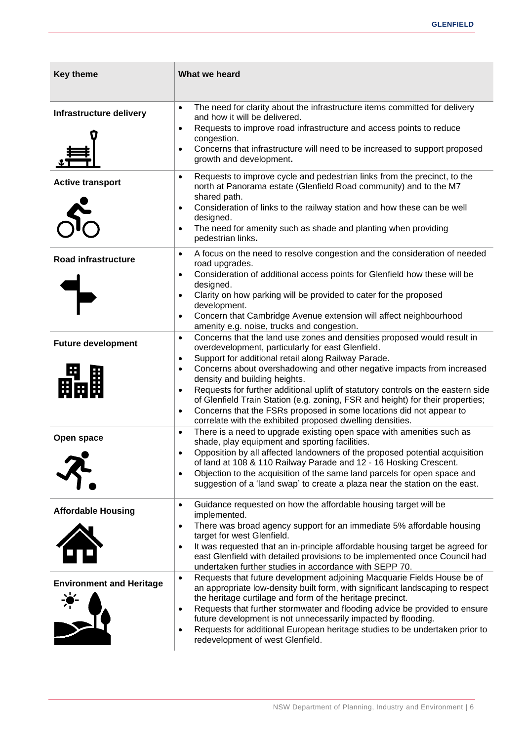| Key theme | What we heard |
|---|---|
| **Infrastructure delivery** | • The need for clarity about the infrastructure items committed for delivery and how it will be delivered.<br>• Requests to improve road infrastructure and access points to reduce congestion.<br>• Concerns that infrastructure will need to be increased to support proposed growth and development**.** |
| **Active transport** | • Requests to improve cycle and pedestrian links from the precinct, to the north at Panorama estate (Glenfield Road community) and to the M7 shared path.<br>• Consideration of links to the railway station and how these can be well designed.<br>• The need for amenity such as shade and planting when providing pedestrian links**.** |
| **Road infrastructure** | • A focus on the need to resolve congestion and the consideration of needed road upgrades.<br>• Consideration of additional access points for Glenfield how these will be designed.<br>• Clarity on how parking will be provided to cater for the proposed development.<br>• Concern that Cambridge Avenue extension will affect neighbourhood amenity e.g. noise, trucks and congestion. |
| **Future development** | • Concerns that the land use zones and densities proposed would result in overdevelopment, particularly for east Glenfield.<br>• Support for additional retail along Railway Parade.<br>• Concerns about overshadowing and other negative impacts from increased density and building heights.<br>• Requests for further additional uplift of statutory controls on the eastern side of Glenfield Train Station (e.g. zoning, FSR and height) for their properties;<br>• Concerns that the FSRs proposed in some locations did not appear to correlate with the exhibited proposed dwelling densities. |
| **Open space** | • There is a need to upgrade existing open space with amenities such as shade, play equipment and sporting facilities.<br>• Opposition by all affected landowners of the proposed potential acquisition of land at 108 & 110 Railway Parade and 12 - 16 Hosking Crescent.<br>• Objection to the acquisition of the same land parcels for open space and suggestion of a 'land swap' to create a plaza near the station on the east. |
| **Affordable Housing** | • Guidance requested on how the affordable housing target will be implemented.<br>• There was broad agency support for an immediate 5% affordable housing target for west Glenfield.<br>• It was requested that an in-principle affordable housing target be agreed for east Glenfield with detailed provisions to be implemented once Council had undertaken further studies in accordance with SEPP 70. |
| **Environment and Heritage** | • Requests that future development adjoining Macquarie Fields House be of an appropriate low-density built form, with significant landscaping to respect the heritage curtilage and form of the heritage precinct.<br>• Requests that further stormwater and flooding advice be provided to ensure future development is not unnecessarily impacted by flooding.<br>• Requests for additional European heritage studies to be undertaken prior to redevelopment of west Glenfield. |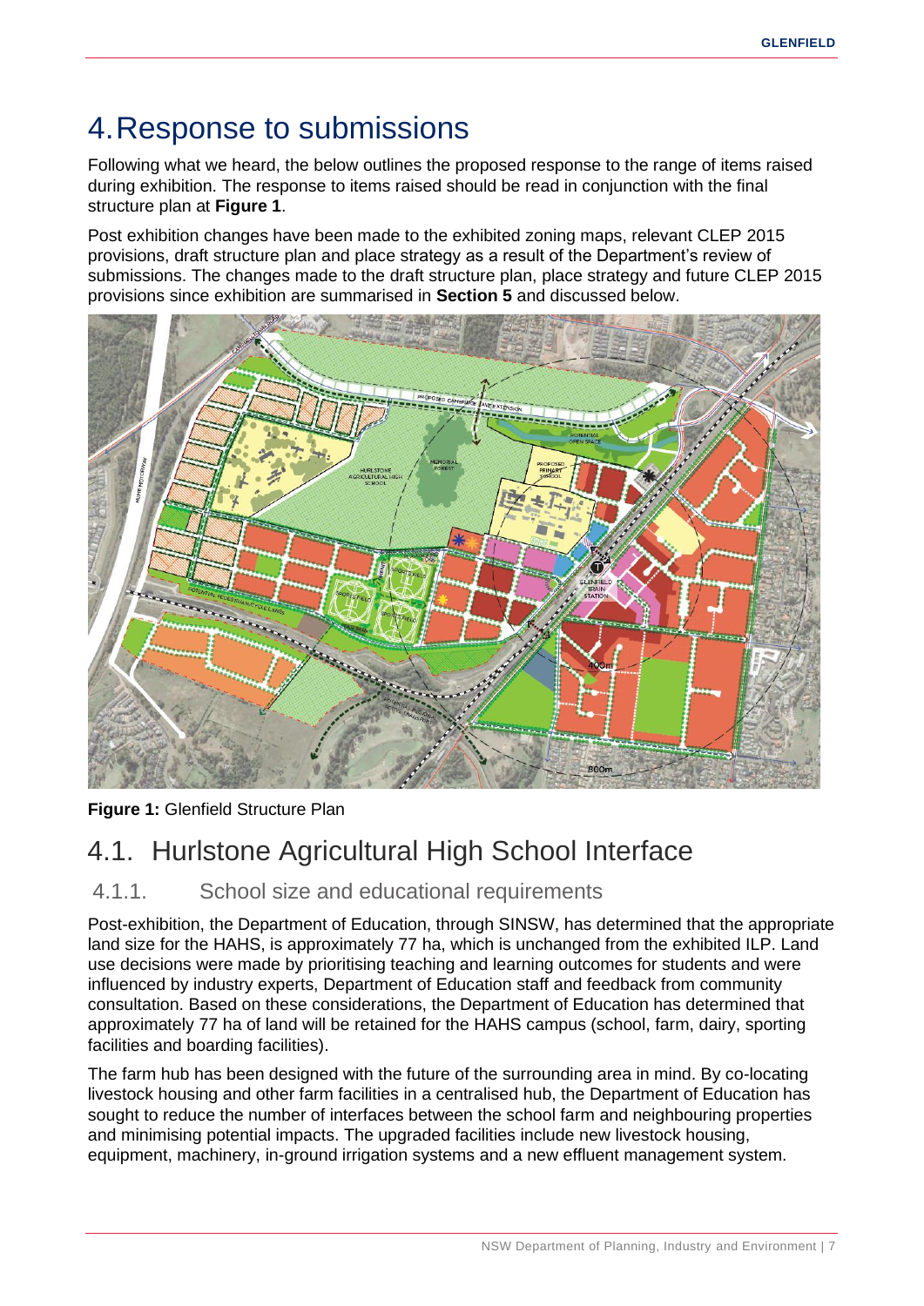# 4. Response to submissions

Following what we heard, the below outlines the proposed response to the range of items raised during exhibition. The response to items raised should be read in conjunction with the final structure plan at **Figure 1**.

Post exhibition changes have been made to the exhibited zoning maps, relevant CLEP 2015 provisions, draft structure plan and place strategy as a result of the Department's review of submissions. The changes made to the draft structure plan, place strategy and future CLEP 2015 provisions since exhibition are summarised in **Section 5** and discussed below.

**Figure 1:** Glenfield Structure Plan

## 4.1. Hurlstone Agricultural High School Interface

### 4.1.1. School size and educational requirements

Post-exhibition, the Department of Education, through SINSW, has determined that the appropriate land size for the HAHS, is approximately 77 ha, which is unchanged from the exhibited ILP. Land use decisions were made by prioritising teaching and learning outcomes for students and were influenced by industry experts, Department of Education staff and feedback from community consultation. Based on these considerations, the Department of Education has determined that approximately 77 ha of land will be retained for the HAHS campus (school, farm, dairy, sporting facilities and boarding facilities).

The farm hub has been designed with the future of the surrounding area in mind. By co-locating livestock housing and other farm facilities in a centralised hub, the Department of Education has sought to reduce the number of interfaces between the school farm and neighbouring properties and minimising potential impacts. The upgraded facilities include new livestock housing, equipment, machinery, in-ground irrigation systems and a new effluent management system.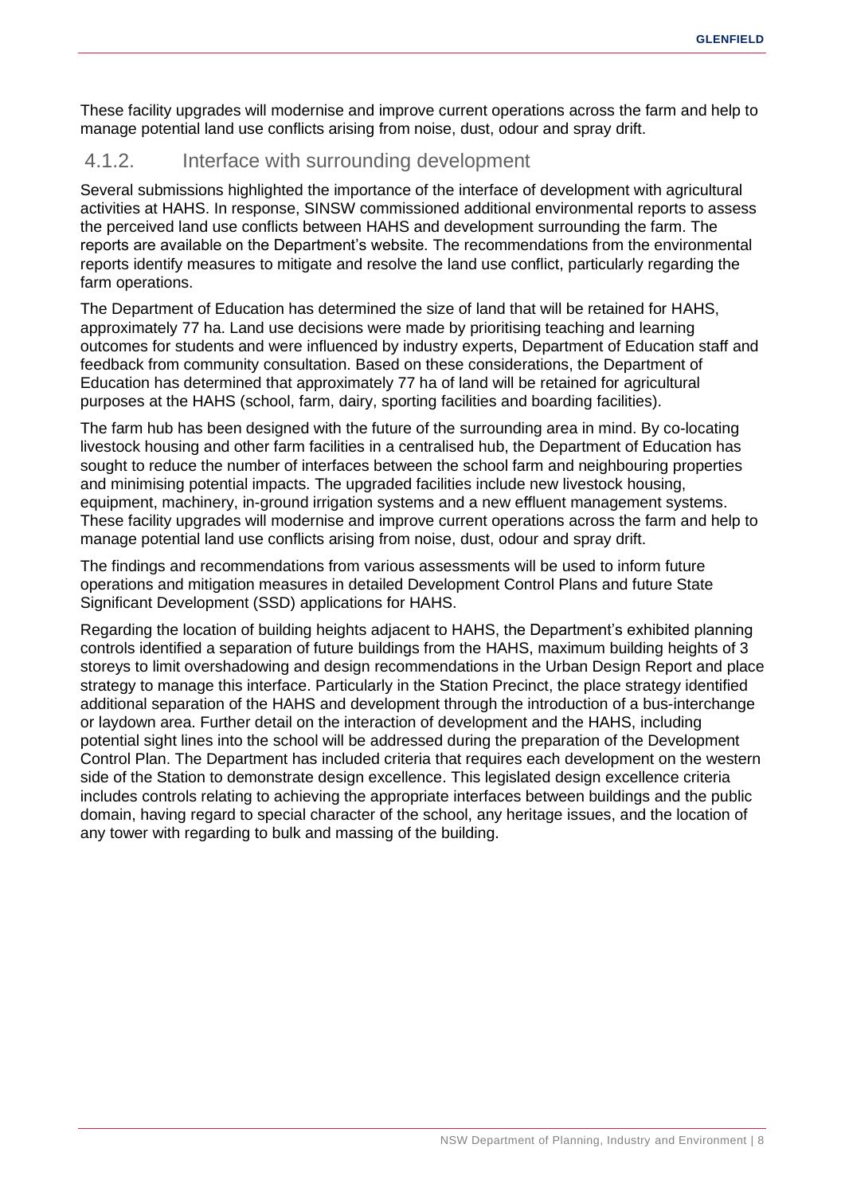These facility upgrades will modernise and improve current operations across the farm and help to manage potential land use conflicts arising from noise, dust, odour and spray drift.

### 4.1.2. Interface with surrounding development

Several submissions highlighted the importance of the interface of development with agricultural activities at HAHS. In response, SINSW commissioned additional environmental reports to assess the perceived land use conflicts between HAHS and development surrounding the farm. The reports are available on the Department's website. The recommendations from the environmental reports identify measures to mitigate and resolve the land use conflict, particularly regarding the farm operations.

The Department of Education has determined the size of land that will be retained for HAHS, approximately 77 ha. Land use decisions were made by prioritising teaching and learning outcomes for students and were influenced by industry experts, Department of Education staff and feedback from community consultation. Based on these considerations, the Department of Education has determined that approximately 77 ha of land will be retained for agricultural purposes at the HAHS (school, farm, dairy, sporting facilities and boarding facilities).

The farm hub has been designed with the future of the surrounding area in mind. By co-locating livestock housing and other farm facilities in a centralised hub, the Department of Education has sought to reduce the number of interfaces between the school farm and neighbouring properties and minimising potential impacts. The upgraded facilities include new livestock housing, equipment, machinery, in-ground irrigation systems and a new effluent management systems. These facility upgrades will modernise and improve current operations across the farm and help to manage potential land use conflicts arising from noise, dust, odour and spray drift.

The findings and recommendations from various assessments will be used to inform future operations and mitigation measures in detailed Development Control Plans and future State Significant Development (SSD) applications for HAHS.

Regarding the location of building heights adjacent to HAHS, the Department's exhibited planning controls identified a separation of future buildings from the HAHS, maximum building heights of 3 storeys to limit overshadowing and design recommendations in the Urban Design Report and place strategy to manage this interface. Particularly in the Station Precinct, the place strategy identified additional separation of the HAHS and development through the introduction of a bus-interchange or laydown area. Further detail on the interaction of development and the HAHS, including potential sight lines into the school will be addressed during the preparation of the Development Control Plan. The Department has included criteria that requires each development on the western side of the Station to demonstrate design excellence. This legislated design excellence criteria includes controls relating to achieving the appropriate interfaces between buildings and the public domain, having regard to special character of the school, any heritage issues, and the location of any tower with regarding to bulk and massing of the building.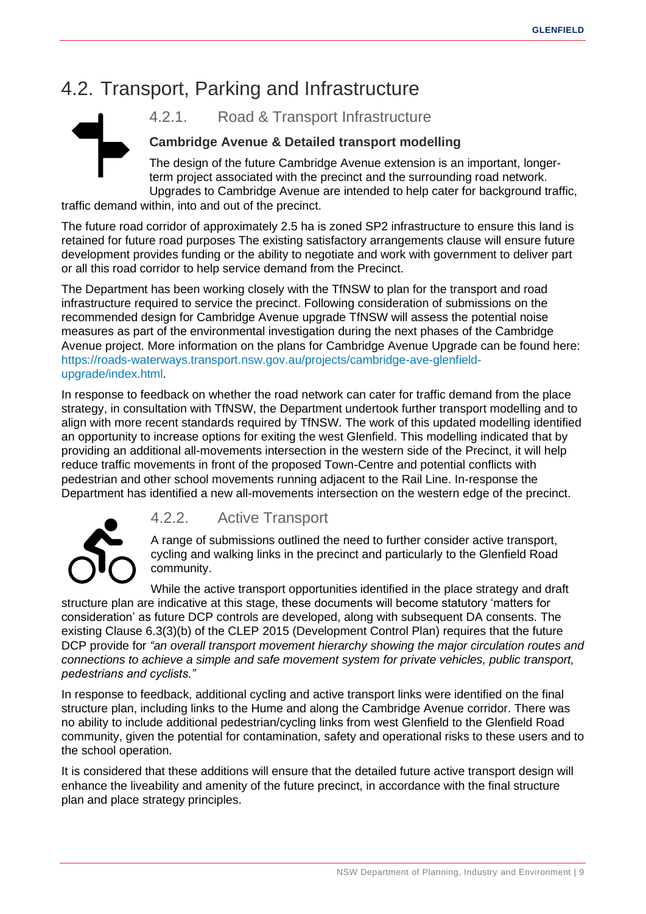## 4.2. Transport, Parking and Infrastructure

### 4.2.1. Road & Transport Infrastructure

**Cambridge Avenue & Detailed transport modelling**

The design of the future Cambridge Avenue extension is an important, longer-term project associated with the precinct and the surrounding road network. Upgrades to Cambridge Avenue are intended to help cater for background traffic, traffic demand within, into and out of the precinct.

The future road corridor of approximately 2.5 ha is zoned SP2 infrastructure to ensure this land is retained for future road purposes The existing satisfactory arrangements clause will ensure future development provides funding or the ability to negotiate and work with government to deliver part or all this road corridor to help service demand from the Precinct.

The Department has been working closely with the TfNSW to plan for the transport and road infrastructure required to service the precinct. Following consideration of submissions on the recommended design for Cambridge Avenue upgrade TfNSW will assess the potential noise measures as part of the environmental investigation during the next phases of the Cambridge Avenue project. More information on the plans for Cambridge Avenue Upgrade can be found here: https://roads-waterways.transport.nsw.gov.au/projects/cambridge-ave-glenfield-upgrade/index.html.

In response to feedback on whether the road network can cater for traffic demand from the place strategy, in consultation with TfNSW, the Department undertook further transport modelling and to align with more recent standards required by TfNSW. The work of this updated modelling identified an opportunity to increase options for exiting the west Glenfield. This modelling indicated that by providing an additional all-movements intersection in the western side of the Precinct, it will help reduce traffic movements in front of the proposed Town-Centre and potential conflicts with pedestrian and other school movements running adjacent to the Rail Line. In-response the Department has identified a new all-movements intersection on the western edge of the precinct.

### 4.2.2. Active Transport

A range of submissions outlined the need to further consider active transport, cycling and walking links in the precinct and particularly to the Glenfield Road community.

While the active transport opportunities identified in the place strategy and draft structure plan are indicative at this stage, these documents will become statutory 'matters for consideration' as future DCP controls are developed, along with subsequent DA consents. The existing Clause 6.3(3)(b) of the CLEP 2015 (Development Control Plan) requires that the future DCP provide for *"an overall transport movement hierarchy showing the major circulation routes and connections to achieve a simple and safe movement system for private vehicles, public transport, pedestrians and cyclists."*

In response to feedback, additional cycling and active transport links were identified on the final structure plan, including links to the Hume and along the Cambridge Avenue corridor. There was no ability to include additional pedestrian/cycling links from west Glenfield to the Glenfield Road community, given the potential for contamination, safety and operational risks to these users and to the school operation.

It is considered that these additions will ensure that the detailed future active transport design will enhance the liveability and amenity of the future precinct, in accordance with the final structure plan and place strategy principles.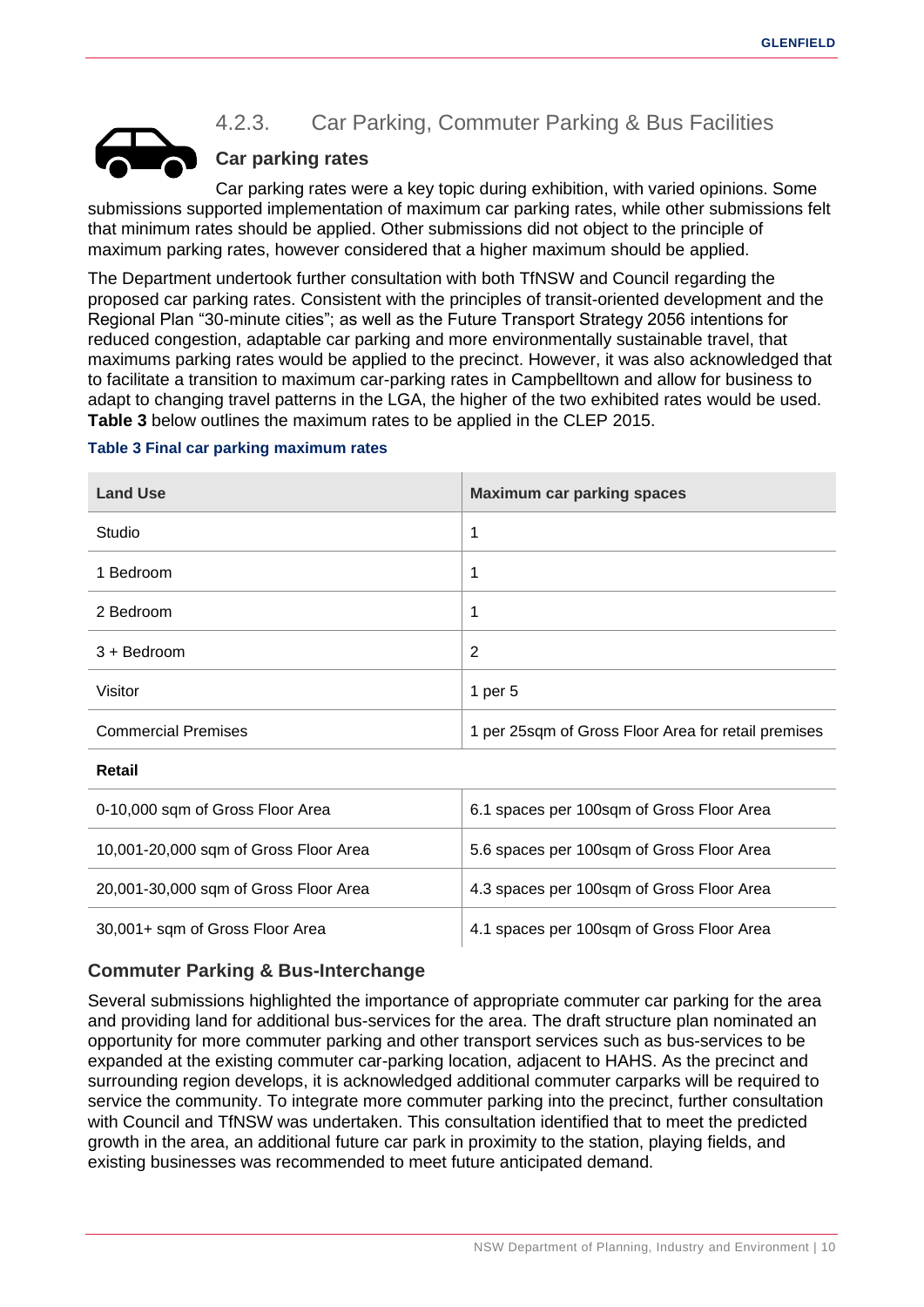### 4.2.3. Car Parking, Commuter Parking & Bus Facilities

#### Car parking rates

Car parking rates were a key topic during exhibition, with varied opinions. Some submissions supported implementation of maximum car parking rates, while other submissions felt that minimum rates should be applied. Other submissions did not object to the principle of maximum parking rates, however considered that a higher maximum should be applied.

The Department undertook further consultation with both TfNSW and Council regarding the proposed car parking rates. Consistent with the principles of transit-oriented development and the Regional Plan "30-minute cities"; as well as the Future Transport Strategy 2056 intentions for reduced congestion, adaptable car parking and more environmentally sustainable travel, that maximums parking rates would be applied to the precinct. However, it was also acknowledged that to facilitate a transition to maximum car-parking rates in Campbelltown and allow for business to adapt to changing travel patterns in the LGA, the higher of the two exhibited rates would be used. **Table 3** below outlines the maximum rates to be applied in the CLEP 2015.

**Table 3 Final car parking maximum rates**

| Land Use | Maximum car parking spaces |
| --- | --- |
| Studio | 1 |
| 1 Bedroom | 1 |
| 2 Bedroom | 1 |
| 3 + Bedroom | 2 |
| Visitor | 1 per 5 |
| Commercial Premises | 1 per 25sqm of Gross Floor Area for retail premises |
| **Retail** | |
| 0-10,000 sqm of Gross Floor Area | 6.1 spaces per 100sqm of Gross Floor Area |
| 10,001-20,000 sqm of Gross Floor Area | 5.6 spaces per 100sqm of Gross Floor Area |
| 20,001-30,000 sqm of Gross Floor Area | 4.3 spaces per 100sqm of Gross Floor Area |
| 30,001+ sqm of Gross Floor Area | 4.1 spaces per 100sqm of Gross Floor Area |

#### Commuter Parking & Bus-Interchange

Several submissions highlighted the importance of appropriate commuter car parking for the area and providing land for additional bus-services for the area. The draft structure plan nominated an opportunity for more commuter parking and other transport services such as bus-services to be expanded at the existing commuter car-parking location, adjacent to HAHS. As the precinct and surrounding region develops, it is acknowledged additional commuter carparks will be required to service the community. To integrate more commuter parking into the precinct, further consultation with Council and TfNSW was undertaken. This consultation identified that to meet the predicted growth in the area, an additional future car park in proximity to the station, playing fields, and existing businesses was recommended to meet future anticipated demand.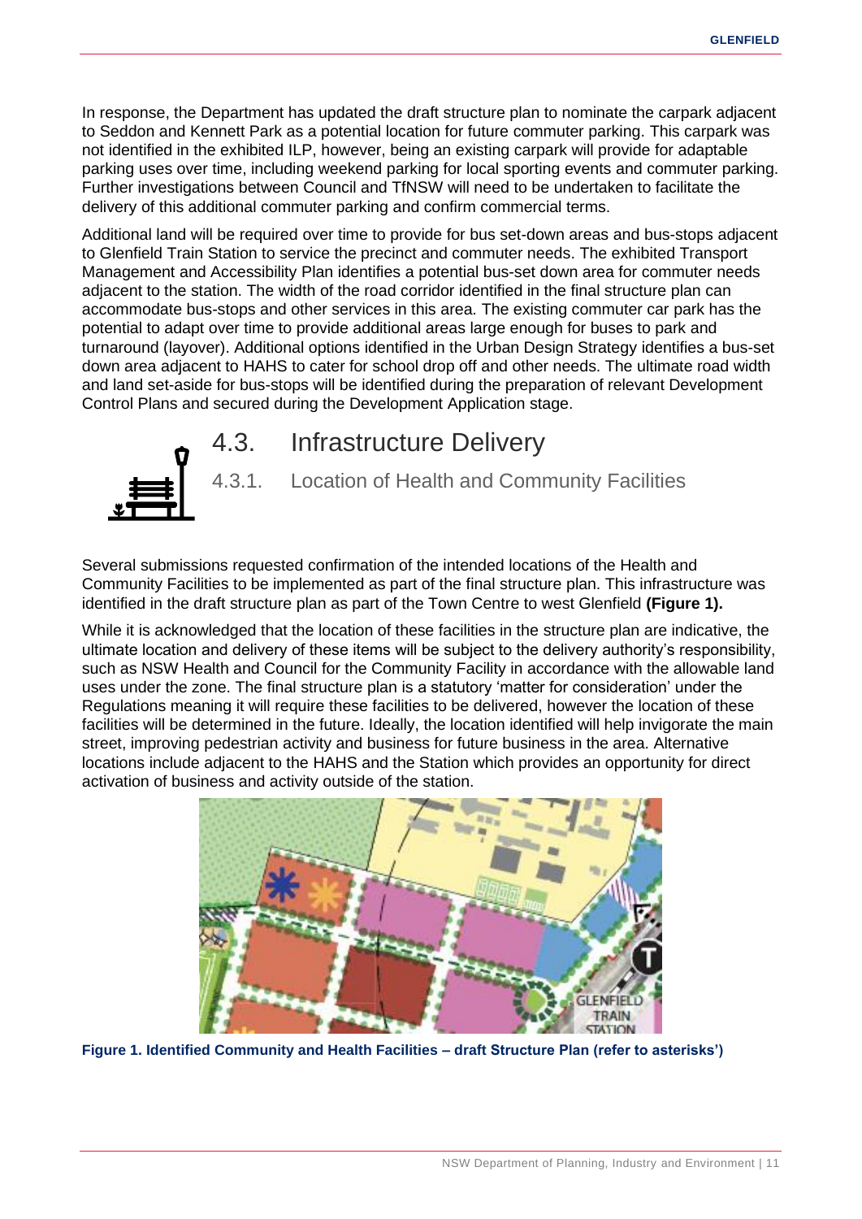In response, the Department has updated the draft structure plan to nominate the carpark adjacent to Seddon and Kennett Park as a potential location for future commuter parking. This carpark was not identified in the exhibited ILP, however, being an existing carpark will provide for adaptable parking uses over time, including weekend parking for local sporting events and commuter parking. Further investigations between Council and TfNSW will need to be undertaken to facilitate the delivery of this additional commuter parking and confirm commercial terms.

Additional land will be required over time to provide for bus set-down areas and bus-stops adjacent to Glenfield Train Station to service the precinct and commuter needs. The exhibited Transport Management and Accessibility Plan identifies a potential bus-set down area for commuter needs adjacent to the station. The width of the road corridor identified in the final structure plan can accommodate bus-stops and other services in this area. The existing commuter car park has the potential to adapt over time to provide additional areas large enough for buses to park and turnaround (layover). Additional options identified in the Urban Design Strategy identifies a bus-set down area adjacent to HAHS to cater for school drop off and other needs. The ultimate road width and land set-aside for bus-stops will be identified during the preparation of relevant Development Control Plans and secured during the Development Application stage.

## 4.3. Infrastructure Delivery

### 4.3.1. Location of Health and Community Facilities

Several submissions requested confirmation of the intended locations of the Health and Community Facilities to be implemented as part of the final structure plan. This infrastructure was identified in the draft structure plan as part of the Town Centre to west Glenfield **(Figure 1).**

While it is acknowledged that the location of these facilities in the structure plan are indicative, the ultimate location and delivery of these items will be subject to the delivery authority's responsibility, such as NSW Health and Council for the Community Facility in accordance with the allowable land uses under the zone. The final structure plan is a statutory 'matter for consideration' under the Regulations meaning it will require these facilities to be delivered, however the location of these facilities will be determined in the future. Ideally, the location identified will help invigorate the main street, improving pedestrian activity and business for future business in the area. Alternative locations include adjacent to the HAHS and the Station which provides an opportunity for direct activation of business and activity outside of the station.

**Figure 1. Identified Community and Health Facilities – draft Structure Plan (refer to asterisks')**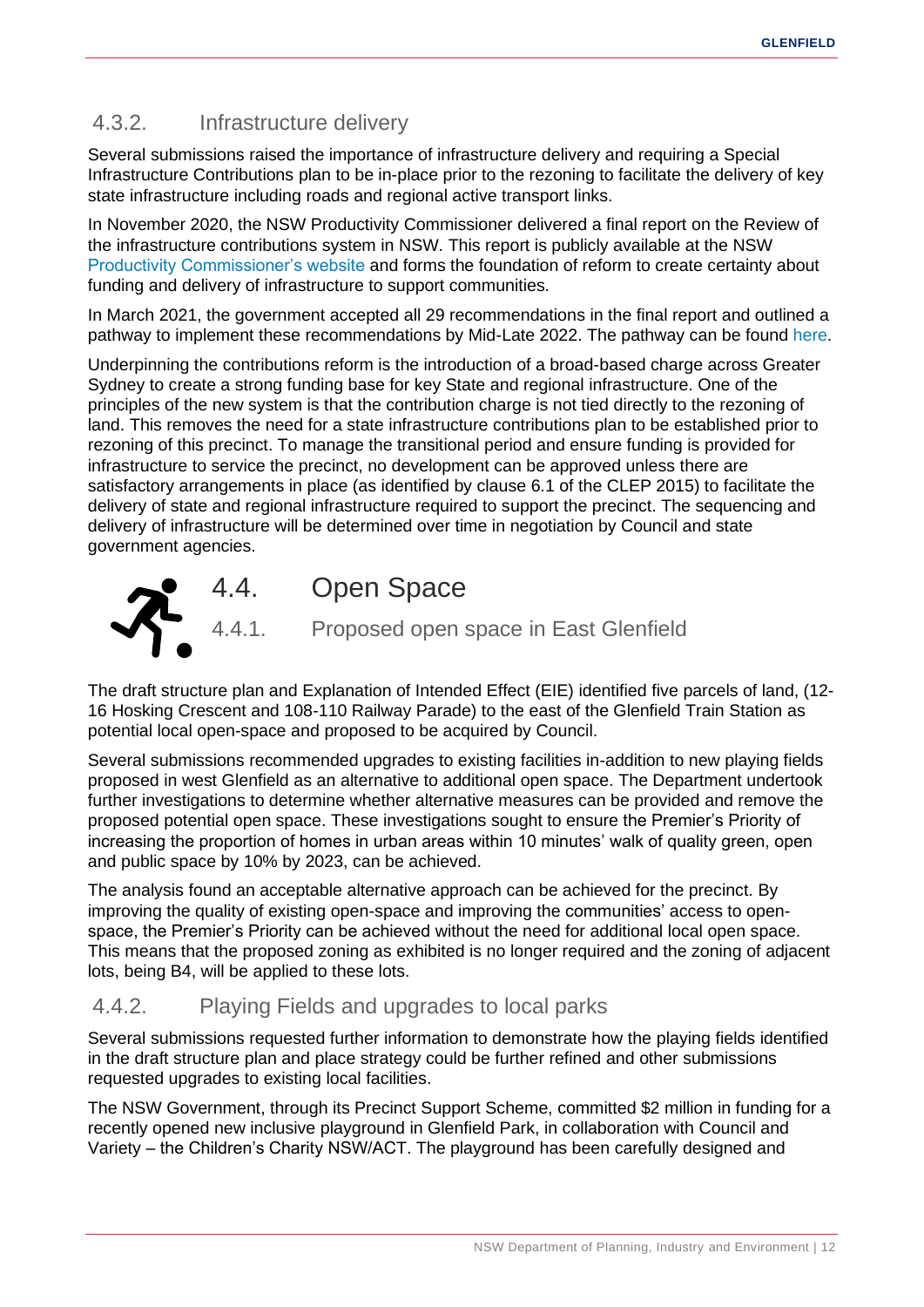### 4.3.2. Infrastructure delivery

Several submissions raised the importance of infrastructure delivery and requiring a Special Infrastructure Contributions plan to be in-place prior to the rezoning to facilitate the delivery of key state infrastructure including roads and regional active transport links.

In November 2020, the NSW Productivity Commissioner delivered a final report on the Review of the infrastructure contributions system in NSW. This report is publicly available at the NSW Productivity Commissioner's website and forms the foundation of reform to create certainty about funding and delivery of infrastructure to support communities.

In March 2021, the government accepted all 29 recommendations in the final report and outlined a pathway to implement these recommendations by Mid-Late 2022. The pathway can be found here.

Underpinning the contributions reform is the introduction of a broad-based charge across Greater Sydney to create a strong funding base for key State and regional infrastructure. One of the principles of the new system is that the contribution charge is not tied directly to the rezoning of land. This removes the need for a state infrastructure contributions plan to be established prior to rezoning of this precinct. To manage the transitional period and ensure funding is provided for infrastructure to service the precinct, no development can be approved unless there are satisfactory arrangements in place (as identified by clause 6.1 of the CLEP 2015) to facilitate the delivery of state and regional infrastructure required to support the precinct. The sequencing and delivery of infrastructure will be determined over time in negotiation by Council and state government agencies.

## 4.4. Open Space

### 4.4.1. Proposed open space in East Glenfield

The draft structure plan and Explanation of Intended Effect (EIE) identified five parcels of land, (12-16 Hosking Crescent and 108-110 Railway Parade) to the east of the Glenfield Train Station as potential local open-space and proposed to be acquired by Council.

Several submissions recommended upgrades to existing facilities in-addition to new playing fields proposed in west Glenfield as an alternative to additional open space. The Department undertook further investigations to determine whether alternative measures can be provided and remove the proposed potential open space. These investigations sought to ensure the Premier's Priority of increasing the proportion of homes in urban areas within 10 minutes' walk of quality green, open and public space by 10% by 2023, can be achieved.

The analysis found an acceptable alternative approach can be achieved for the precinct. By improving the quality of existing open-space and improving the communities' access to open-space, the Premier's Priority can be achieved without the need for additional local open space. This means that the proposed zoning as exhibited is no longer required and the zoning of adjacent lots, being B4, will be applied to these lots.

### 4.4.2. Playing Fields and upgrades to local parks

Several submissions requested further information to demonstrate how the playing fields identified in the draft structure plan and place strategy could be further refined and other submissions requested upgrades to existing local facilities.

The NSW Government, through its Precinct Support Scheme, committed $2 million in funding for a recently opened new inclusive playground in Glenfield Park, in collaboration with Council and Variety – the Children's Charity NSW/ACT. The playground has been carefully designed and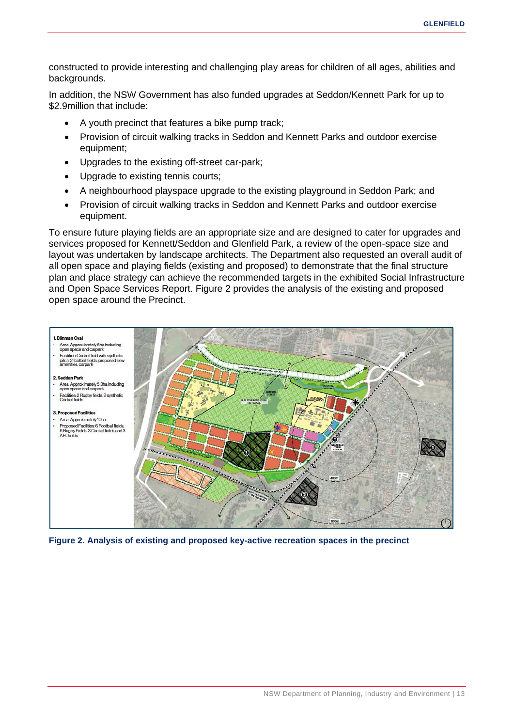constructed to provide interesting and challenging play areas for children of all ages, abilities and backgrounds.

In addition, the NSW Government has also funded upgrades at Seddon/Kennett Park for up to $2.9million that include:

- A youth precinct that features a bike pump track;
- Provision of circuit walking tracks in Seddon and Kennett Parks and outdoor exercise equipment;
- Upgrades to the existing off-street car-park;
- Upgrade to existing tennis courts;
- A neighbourhood playspace upgrade to the existing playground in Seddon Park; and
- Provision of circuit walking tracks in Seddon and Kennett Parks and outdoor exercise equipment.

To ensure future playing fields are an appropriate size and are designed to cater for upgrades and services proposed for Kennett/Seddon and Glenfield Park, a review of the open-space size and layout was undertaken by landscape architects. The Department also requested an overall audit of all open space and playing fields (existing and proposed) to demonstrate that the final structure plan and place strategy can achieve the recommended targets in the exhibited Social Infrastructure and Open Space Services Report. Figure 2 provides the analysis of the existing and proposed open space around the Precinct.

**1. Blinman Oval**
- Area: Approxiamtely 6ha including open space and carpark
- Facilities: Cricket field with synthetic pitch, 2 football fields, proposed new amenities, carpark

**2. Seddon Park**
- Area: Approximately 5.3ha including open space and carpark
- Facilities: 2 Rugby fields, 2 synthetic Cricket fields

**3. Proposed Facilities**
- Area: Approximately 10ha
- Proposed Facilities: 6 Football fields, 6 Rugby Fields, 3 Cricket fields and 3 AFL fields

**Figure 2. Analysis of existing and proposed key-active recreation spaces in the precinct**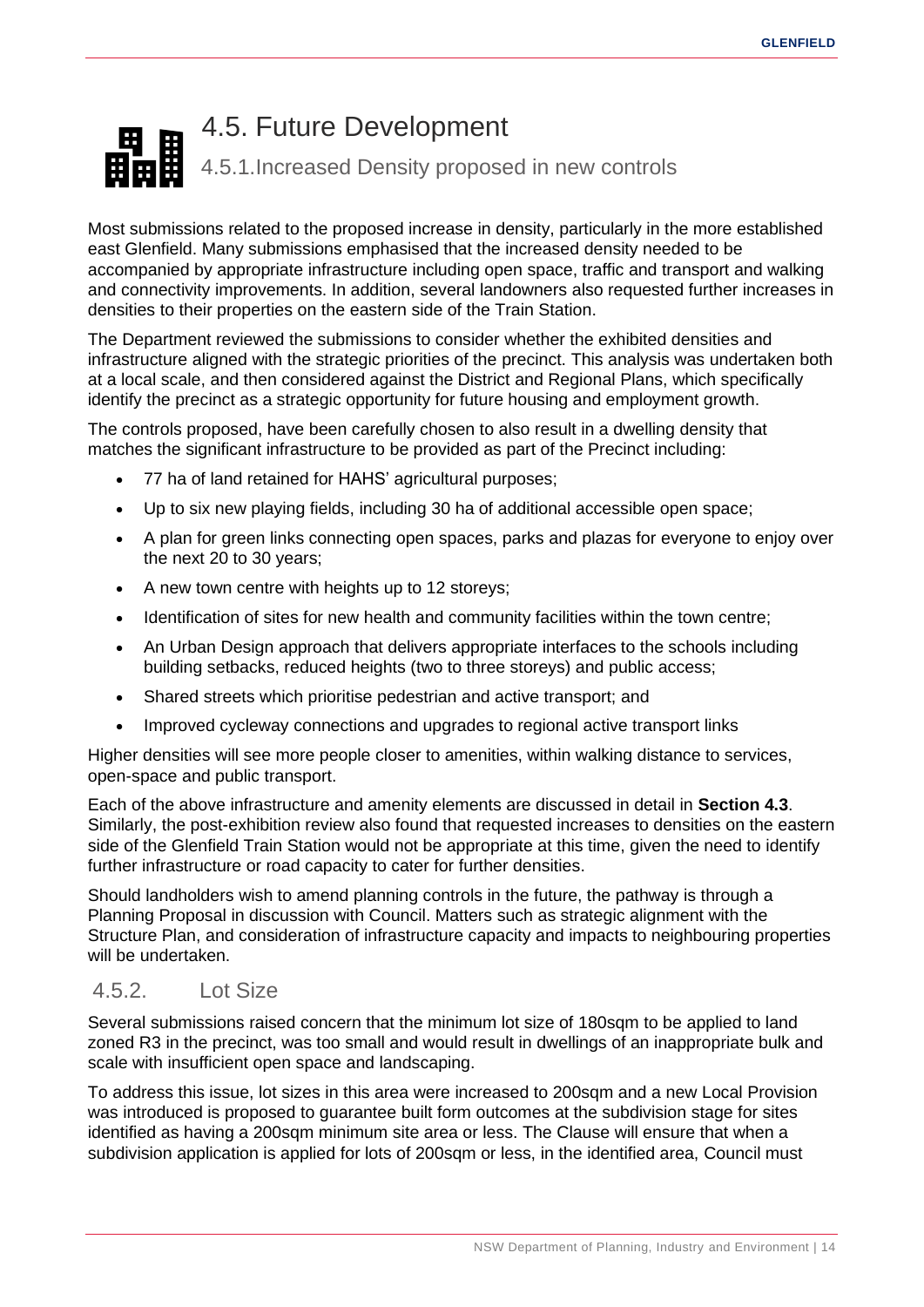## 4.5. Future Development

### 4.5.1.Increased Density proposed in new controls

Most submissions related to the proposed increase in density, particularly in the more established east Glenfield. Many submissions emphasised that the increased density needed to be accompanied by appropriate infrastructure including open space, traffic and transport and walking and connectivity improvements. In addition, several landowners also requested further increases in densities to their properties on the eastern side of the Train Station.

The Department reviewed the submissions to consider whether the exhibited densities and infrastructure aligned with the strategic priorities of the precinct. This analysis was undertaken both at a local scale, and then considered against the District and Regional Plans, which specifically identify the precinct as a strategic opportunity for future housing and employment growth.

The controls proposed, have been carefully chosen to also result in a dwelling density that matches the significant infrastructure to be provided as part of the Precinct including:

- 77 ha of land retained for HAHS' agricultural purposes;
- Up to six new playing fields, including 30 ha of additional accessible open space;
- A plan for green links connecting open spaces, parks and plazas for everyone to enjoy over the next 20 to 30 years;
- A new town centre with heights up to 12 storeys;
- Identification of sites for new health and community facilities within the town centre;
- An Urban Design approach that delivers appropriate interfaces to the schools including building setbacks, reduced heights (two to three storeys) and public access;
- Shared streets which prioritise pedestrian and active transport; and
- Improved cycleway connections and upgrades to regional active transport links

Higher densities will see more people closer to amenities, within walking distance to services, open-space and public transport.

Each of the above infrastructure and amenity elements are discussed in detail in **Section 4.3**. Similarly, the post-exhibition review also found that requested increases to densities on the eastern side of the Glenfield Train Station would not be appropriate at this time, given the need to identify further infrastructure or road capacity to cater for further densities.

Should landholders wish to amend planning controls in the future, the pathway is through a Planning Proposal in discussion with Council. Matters such as strategic alignment with the Structure Plan, and consideration of infrastructure capacity and impacts to neighbouring properties will be undertaken.

### 4.5.2. Lot Size

Several submissions raised concern that the minimum lot size of 180sqm to be applied to land zoned R3 in the precinct, was too small and would result in dwellings of an inappropriate bulk and scale with insufficient open space and landscaping.

To address this issue, lot sizes in this area were increased to 200sqm and a new Local Provision was introduced is proposed to guarantee built form outcomes at the subdivision stage for sites identified as having a 200sqm minimum site area or less. The Clause will ensure that when a subdivision application is applied for lots of 200sqm or less, in the identified area, Council must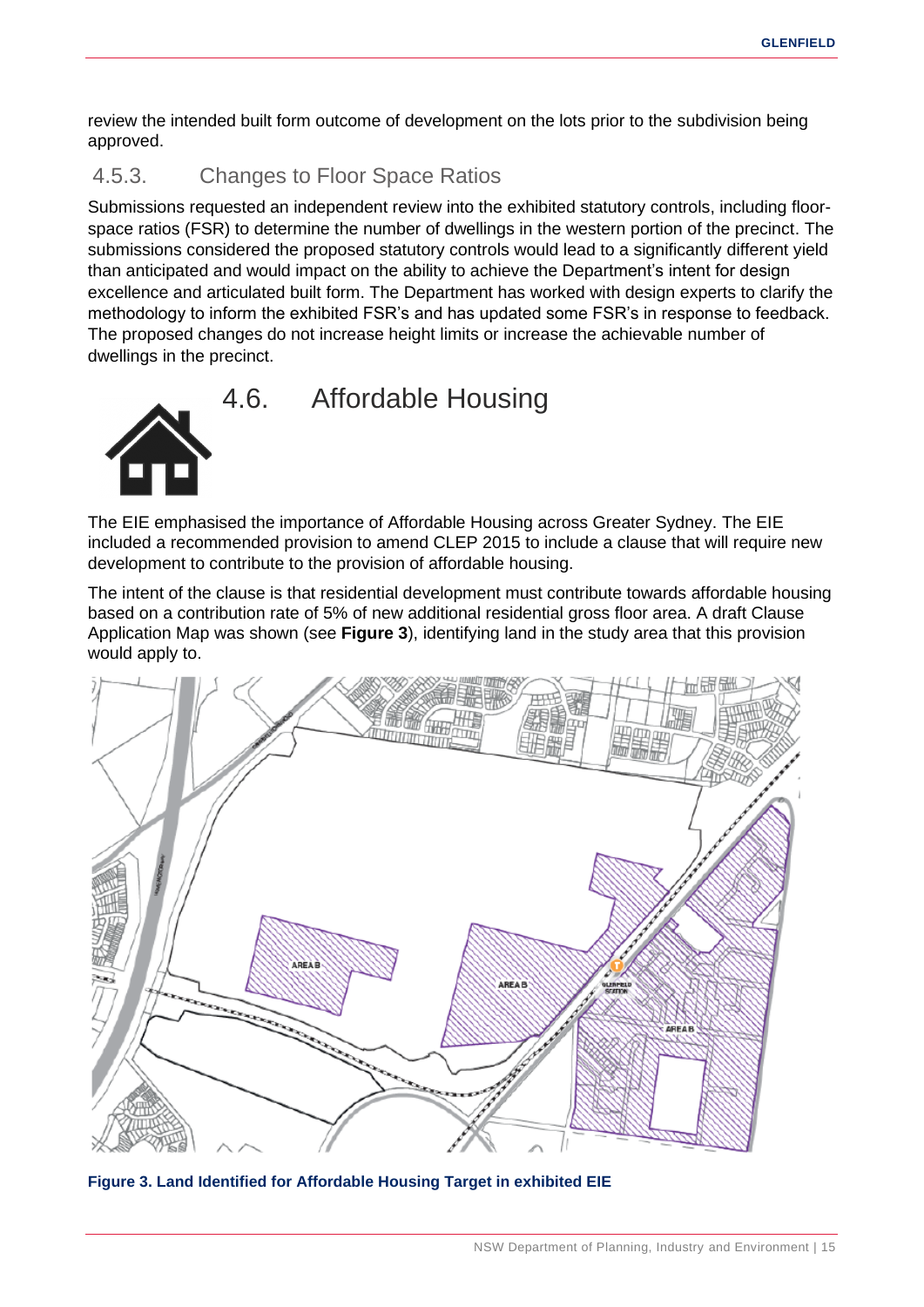review the intended built form outcome of development on the lots prior to the subdivision being approved.

### 4.5.3. Changes to Floor Space Ratios

Submissions requested an independent review into the exhibited statutory controls, including floor-space ratios (FSR) to determine the number of dwellings in the western portion of the precinct. The submissions considered the proposed statutory controls would lead to a significantly different yield than anticipated and would impact on the ability to achieve the Department's intent for design excellence and articulated built form. The Department has worked with design experts to clarify the methodology to inform the exhibited FSR's and has updated some FSR's in response to feedback. The proposed changes do not increase height limits or increase the achievable number of dwellings in the precinct.

## 4.6. Affordable Housing

The EIE emphasised the importance of Affordable Housing across Greater Sydney. The EIE included a recommended provision to amend CLEP 2015 to include a clause that will require new development to contribute to the provision of affordable housing.

The intent of the clause is that residential development must contribute towards affordable housing based on a contribution rate of 5% of new additional residential gross floor area. A draft Clause Application Map was shown (see **Figure 3**), identifying land in the study area that this provision would apply to.

**Figure 3. Land Identified for Affordable Housing Target in exhibited EIE**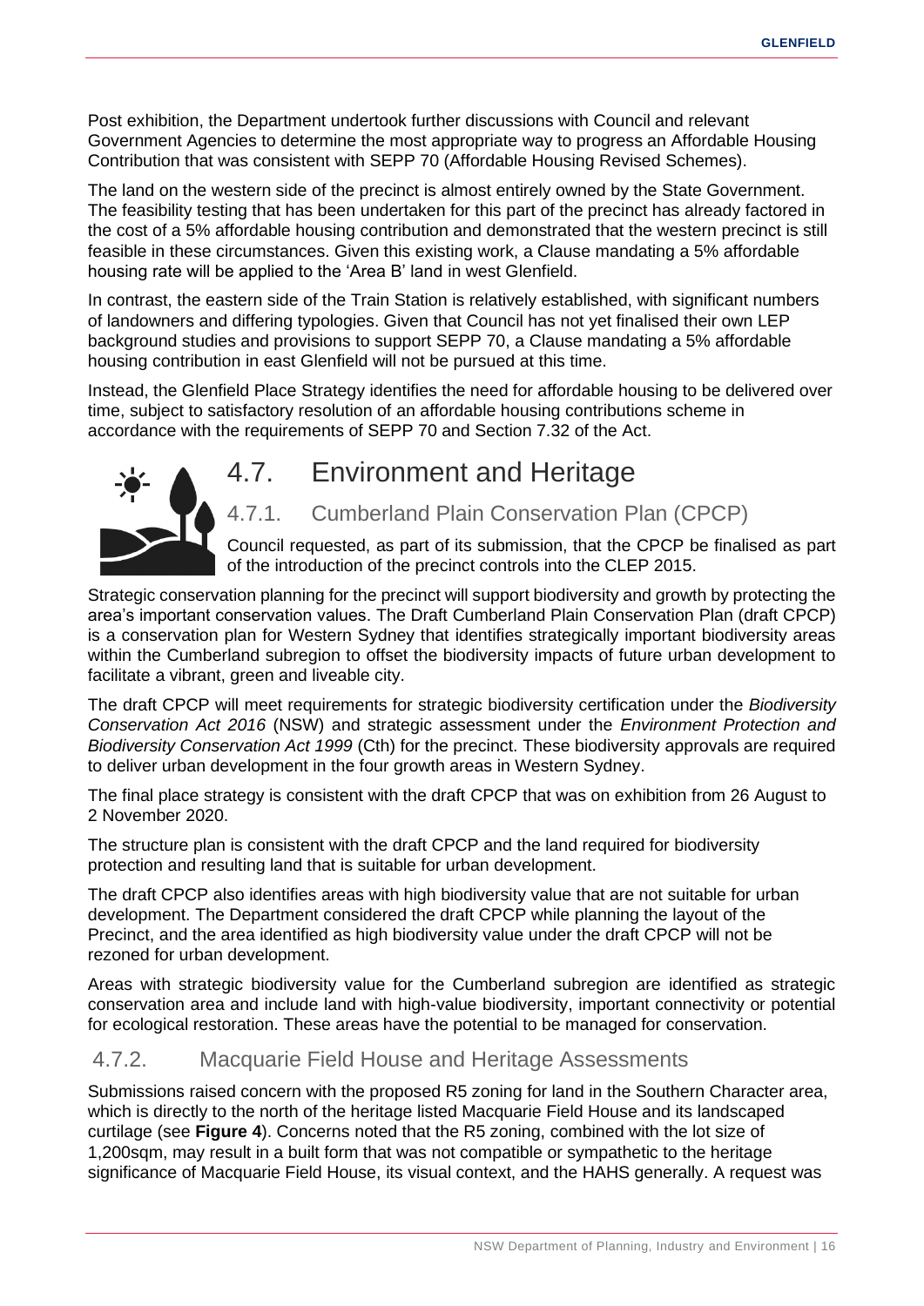Post exhibition, the Department undertook further discussions with Council and relevant Government Agencies to determine the most appropriate way to progress an Affordable Housing Contribution that was consistent with SEPP 70 (Affordable Housing Revised Schemes).

The land on the western side of the precinct is almost entirely owned by the State Government. The feasibility testing that has been undertaken for this part of the precinct has already factored in the cost of a 5% affordable housing contribution and demonstrated that the western precinct is still feasible in these circumstances. Given this existing work, a Clause mandating a 5% affordable housing rate will be applied to the 'Area B' land in west Glenfield.

In contrast, the eastern side of the Train Station is relatively established, with significant numbers of landowners and differing typologies. Given that Council has not yet finalised their own LEP background studies and provisions to support SEPP 70, a Clause mandating a 5% affordable housing contribution in east Glenfield will not be pursued at this time.

Instead, the Glenfield Place Strategy identifies the need for affordable housing to be delivered over time, subject to satisfactory resolution of an affordable housing contributions scheme in accordance with the requirements of SEPP 70 and Section 7.32 of the Act.

## 4.7. Environment and Heritage

### 4.7.1. Cumberland Plain Conservation Plan (CPCP)

Council requested, as part of its submission, that the CPCP be finalised as part of the introduction of the precinct controls into the CLEP 2015.

Strategic conservation planning for the precinct will support biodiversity and growth by protecting the area's important conservation values. The Draft Cumberland Plain Conservation Plan (draft CPCP) is a conservation plan for Western Sydney that identifies strategically important biodiversity areas within the Cumberland subregion to offset the biodiversity impacts of future urban development to facilitate a vibrant, green and liveable city.

The draft CPCP will meet requirements for strategic biodiversity certification under the *Biodiversity Conservation Act 2016* (NSW) and strategic assessment under the *Environment Protection and Biodiversity Conservation Act 1999* (Cth) for the precinct. These biodiversity approvals are required to deliver urban development in the four growth areas in Western Sydney.

The final place strategy is consistent with the draft CPCP that was on exhibition from 26 August to 2 November 2020.

The structure plan is consistent with the draft CPCP and the land required for biodiversity protection and resulting land that is suitable for urban development.

The draft CPCP also identifies areas with high biodiversity value that are not suitable for urban development. The Department considered the draft CPCP while planning the layout of the Precinct, and the area identified as high biodiversity value under the draft CPCP will not be rezoned for urban development.

Areas with strategic biodiversity value for the Cumberland subregion are identified as strategic conservation area and include land with high-value biodiversity, important connectivity or potential for ecological restoration. These areas have the potential to be managed for conservation.

### 4.7.2. Macquarie Field House and Heritage Assessments

Submissions raised concern with the proposed R5 zoning for land in the Southern Character area, which is directly to the north of the heritage listed Macquarie Field House and its landscaped curtilage (see **Figure 4**). Concerns noted that the R5 zoning, combined with the lot size of 1,200sqm, may result in a built form that was not compatible or sympathetic to the heritage significance of Macquarie Field House, its visual context, and the HAHS generally. A request was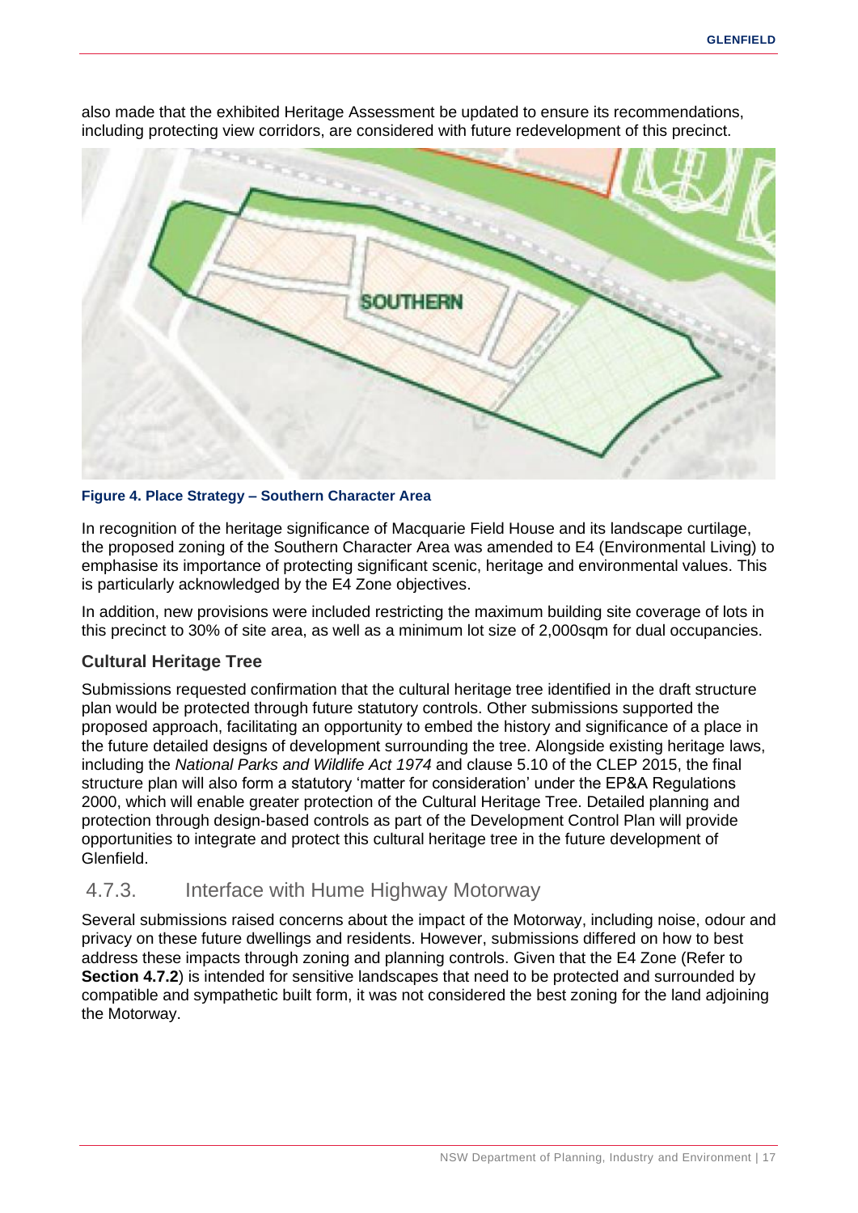also made that the exhibited Heritage Assessment be updated to ensure its recommendations, including protecting view corridors, are considered with future redevelopment of this precinct.

**Figure 4. Place Strategy – Southern Character Area**

In recognition of the heritage significance of Macquarie Field House and its landscape curtilage, the proposed zoning of the Southern Character Area was amended to E4 (Environmental Living) to emphasise its importance of protecting significant scenic, heritage and environmental values. This is particularly acknowledged by the E4 Zone objectives.

In addition, new provisions were included restricting the maximum building site coverage of lots in this precinct to 30% of site area, as well as a minimum lot size of 2,000sqm for dual occupancies.

### Cultural Heritage Tree

Submissions requested confirmation that the cultural heritage tree identified in the draft structure plan would be protected through future statutory controls. Other submissions supported the proposed approach, facilitating an opportunity to embed the history and significance of a place in the future detailed designs of development surrounding the tree. Alongside existing heritage laws, including the *National Parks and Wildlife Act 1974* and clause 5.10 of the CLEP 2015, the final structure plan will also form a statutory 'matter for consideration' under the EP&A Regulations 2000, which will enable greater protection of the Cultural Heritage Tree. Detailed planning and protection through design-based controls as part of the Development Control Plan will provide opportunities to integrate and protect this cultural heritage tree in the future development of Glenfield.

## 4.7.3. Interface with Hume Highway Motorway

Several submissions raised concerns about the impact of the Motorway, including noise, odour and privacy on these future dwellings and residents. However, submissions differed on how to best address these impacts through zoning and planning controls. Given that the E4 Zone (Refer to **Section 4.7.2**) is intended for sensitive landscapes that need to be protected and surrounded by compatible and sympathetic built form, it was not considered the best zoning for the land adjoining the Motorway.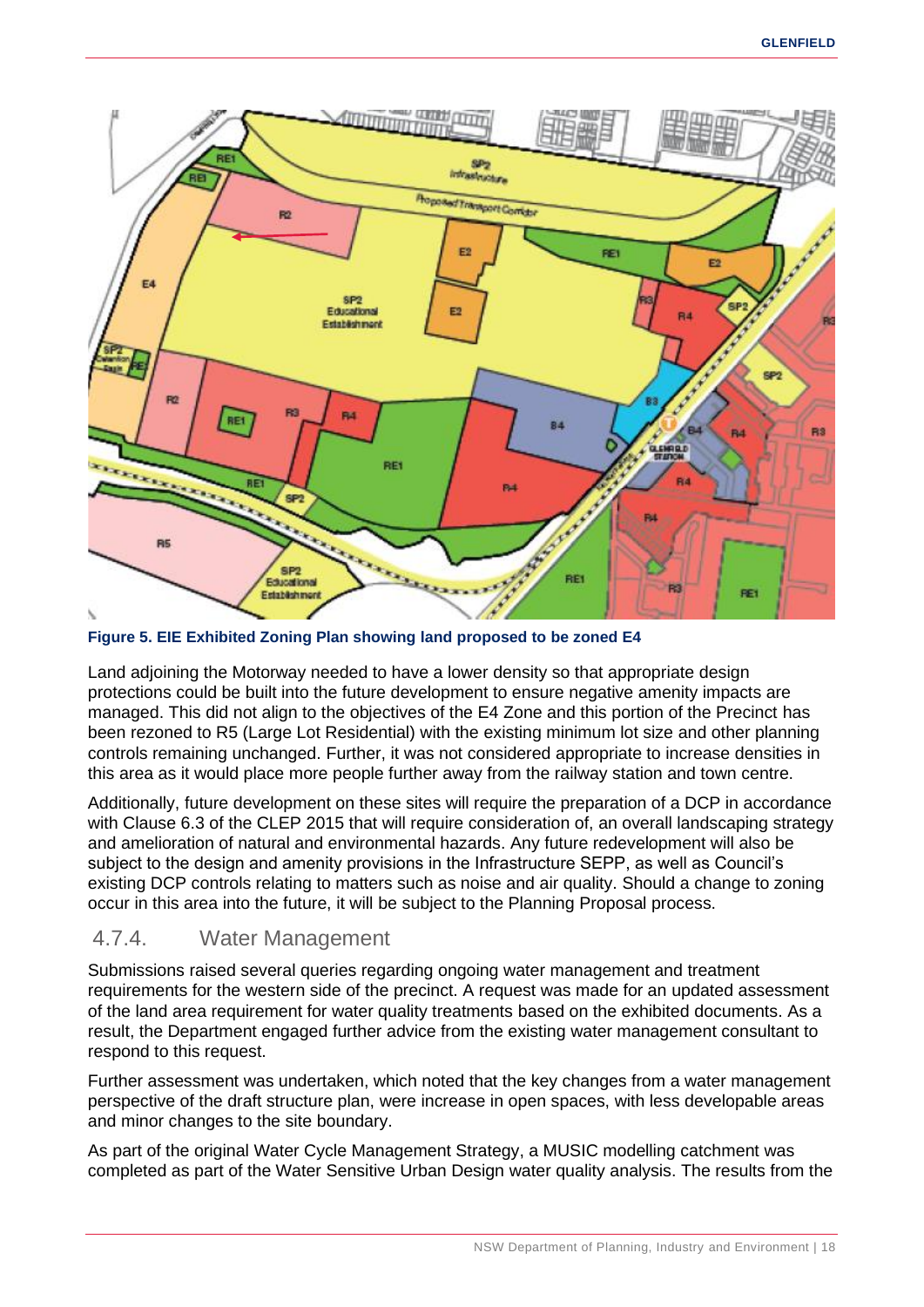Figure 5. EIE Exhibited Zoning Plan showing land proposed to be zoned E4

Land adjoining the Motorway needed to have a lower density so that appropriate design protections could be built into the future development to ensure negative amenity impacts are managed. This did not align to the objectives of the E4 Zone and this portion of the Precinct has been rezoned to R5 (Large Lot Residential) with the existing minimum lot size and other planning controls remaining unchanged. Further, it was not considered appropriate to increase densities in this area as it would place more people further away from the railway station and town centre.

Additionally, future development on these sites will require the preparation of a DCP in accordance with Clause 6.3 of the CLEP 2015 that will require consideration of, an overall landscaping strategy and amelioration of natural and environmental hazards. Any future redevelopment will also be subject to the design and amenity provisions in the Infrastructure SEPP, as well as Council's existing DCP controls relating to matters such as noise and air quality. Should a change to zoning occur in this area into the future, it will be subject to the Planning Proposal process.

### 4.7.4. Water Management

Submissions raised several queries regarding ongoing water management and treatment requirements for the western side of the precinct. A request was made for an updated assessment of the land area requirement for water quality treatments based on the exhibited documents. As a result, the Department engaged further advice from the existing water management consultant to respond to this request.

Further assessment was undertaken, which noted that the key changes from a water management perspective of the draft structure plan, were increase in open spaces, with less developable areas and minor changes to the site boundary.

As part of the original Water Cycle Management Strategy, a MUSIC modelling catchment was completed as part of the Water Sensitive Urban Design water quality analysis. The results from the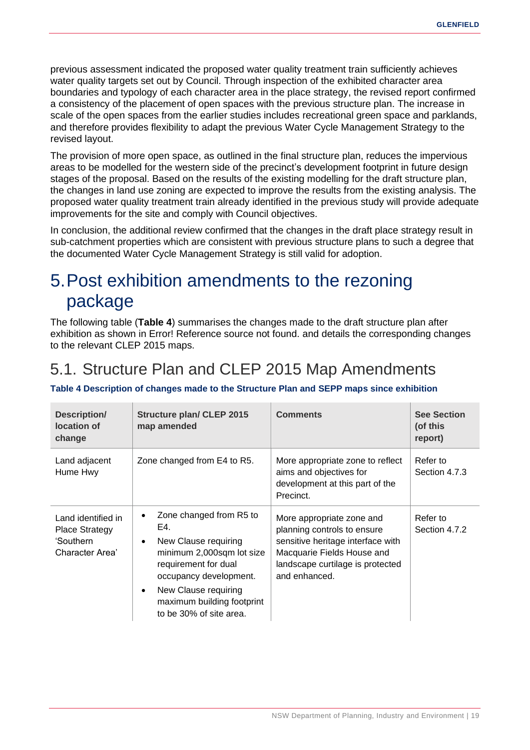previous assessment indicated the proposed water quality treatment train sufficiently achieves water quality targets set out by Council. Through inspection of the exhibited character area boundaries and typology of each character area in the place strategy, the revised report confirmed a consistency of the placement of open spaces with the previous structure plan. The increase in scale of the open spaces from the earlier studies includes recreational green space and parklands, and therefore provides flexibility to adapt the previous Water Cycle Management Strategy to the revised layout.

The provision of more open space, as outlined in the final structure plan, reduces the impervious areas to be modelled for the western side of the precinct's development footprint in future design stages of the proposal. Based on the results of the existing modelling for the draft structure plan, the changes in land use zoning are expected to improve the results from the existing analysis. The proposed water quality treatment train already identified in the previous study will provide adequate improvements for the site and comply with Council objectives.

In conclusion, the additional review confirmed that the changes in the draft place strategy result in sub-catchment properties which are consistent with previous structure plans to such a degree that the documented Water Cycle Management Strategy is still valid for adoption.

# 5. Post exhibition amendments to the rezoning package

The following table (**Table 4**) summarises the changes made to the draft structure plan after exhibition as shown in Error! Reference source not found. and details the corresponding changes to the relevant CLEP 2015 maps.

## 5.1. Structure Plan and CLEP 2015 Map Amendments

**Table 4 Description of changes made to the Structure Plan and SEPP maps since exhibition**

| Description/ location of change | Structure plan/ CLEP 2015 map amended | Comments | See Section (of this report) |
|---|---|---|---|
| Land adjacent Hume Hwy | Zone changed from E4 to R5. | More appropriate zone to reflect aims and objectives for development at this part of the Precinct. | Refer to Section 4.7.3 |
| Land identified in Place Strategy 'Southern Character Area' | • Zone changed from R5 to E4.<br>• New Clause requiring minimum 2,000sqm lot size requirement for dual occupancy development.<br>• New Clause requiring maximum building footprint to be 30% of site area. | More appropriate zone and planning controls to ensure sensitive heritage interface with Macquarie Fields House and landscape curtilage is protected and enhanced. | Refer to Section 4.7.2 |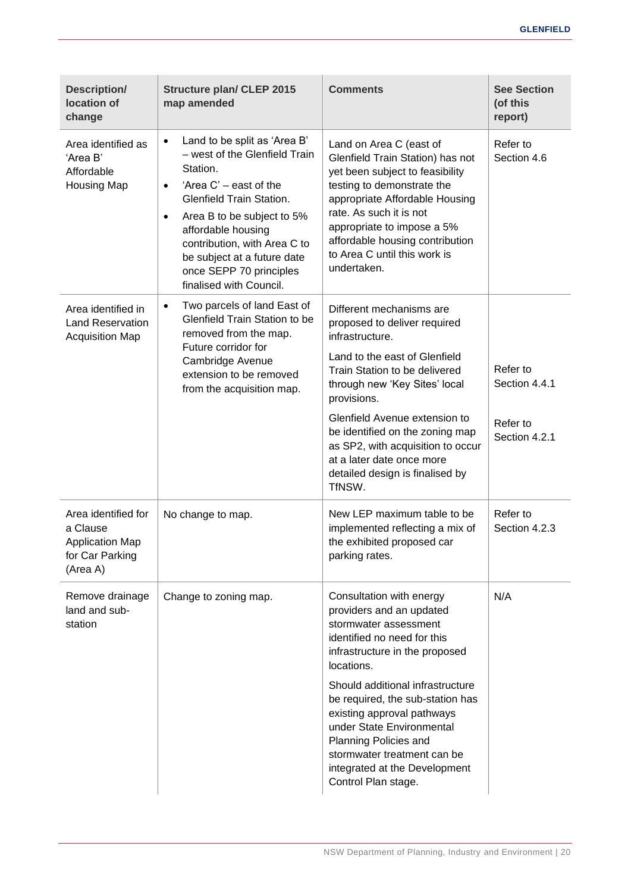| Description/ location of change | Structure plan/ CLEP 2015 map amended | Comments | See Section (of this report) |
|---|---|---|---|
| Area identified as 'Area B' Affordable Housing Map | • Land to be split as 'Area B' – west of the Glenfield Train Station.<br>• 'Area C' – east of the Glenfield Train Station.<br>• Area B to be subject to 5% affordable housing contribution, with Area C to be subject at a future date once SEPP 70 principles finalised with Council. | Land on Area C (east of Glenfield Train Station) has not yet been subject to feasibility testing to demonstrate the appropriate Affordable Housing rate. As such it is not appropriate to impose a 5% affordable housing contribution to Area C until this work is undertaken. | Refer to Section 4.6 |
| Area identified in Land Reservation Acquisition Map | • Two parcels of land East of Glenfield Train Station to be removed from the map. Future corridor for Cambridge Avenue extension to be removed from the acquisition map. | Different mechanisms are proposed to deliver required infrastructure.<br>Land to the east of Glenfield Train Station to be delivered through new 'Key Sites' local provisions.<br>Glenfield Avenue extension to be identified on the zoning map as SP2, with acquisition to occur at a later date once more detailed design is finalised by TfNSW. | Refer to Section 4.4.1<br>Refer to Section 4.2.1 |
| Area identified for a Clause Application Map for Car Parking (Area A) | No change to map. | New LEP maximum table to be implemented reflecting a mix of the exhibited proposed car parking rates. | Refer to Section 4.2.3 |
| Remove drainage land and sub-station | Change to zoning map. | Consultation with energy providers and an updated stormwater assessment identified no need for this infrastructure in the proposed locations.<br>Should additional infrastructure be required, the sub-station has existing approval pathways under State Environmental Planning Policies and stormwater treatment can be integrated at the Development Control Plan stage. | N/A |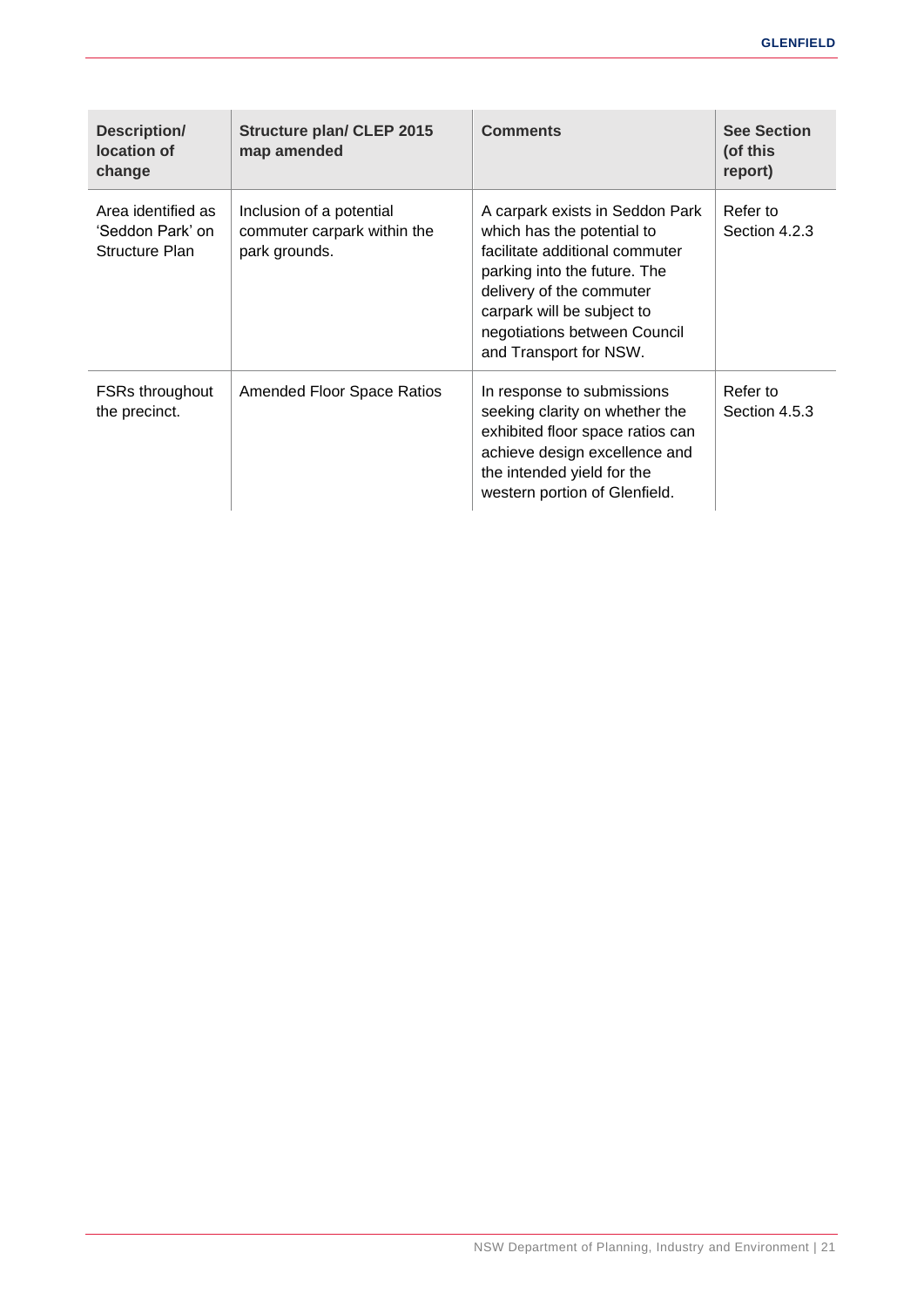| Description/ location of change | Structure plan/ CLEP 2015 map amended | Comments | See Section (of this report) |
|---|---|---|---|
| Area identified as 'Seddon Park' on Structure Plan | Inclusion of a potential commuter carpark within the park grounds. | A carpark exists in Seddon Park which has the potential to facilitate additional commuter parking into the future. The delivery of the commuter carpark will be subject to negotiations between Council and Transport for NSW. | Refer to Section 4.2.3 |
| FSRs throughout the precinct. | Amended Floor Space Ratios | In response to submissions seeking clarity on whether the exhibited floor space ratios can achieve design excellence and the intended yield for the western portion of Glenfield. | Refer to Section 4.5.3 |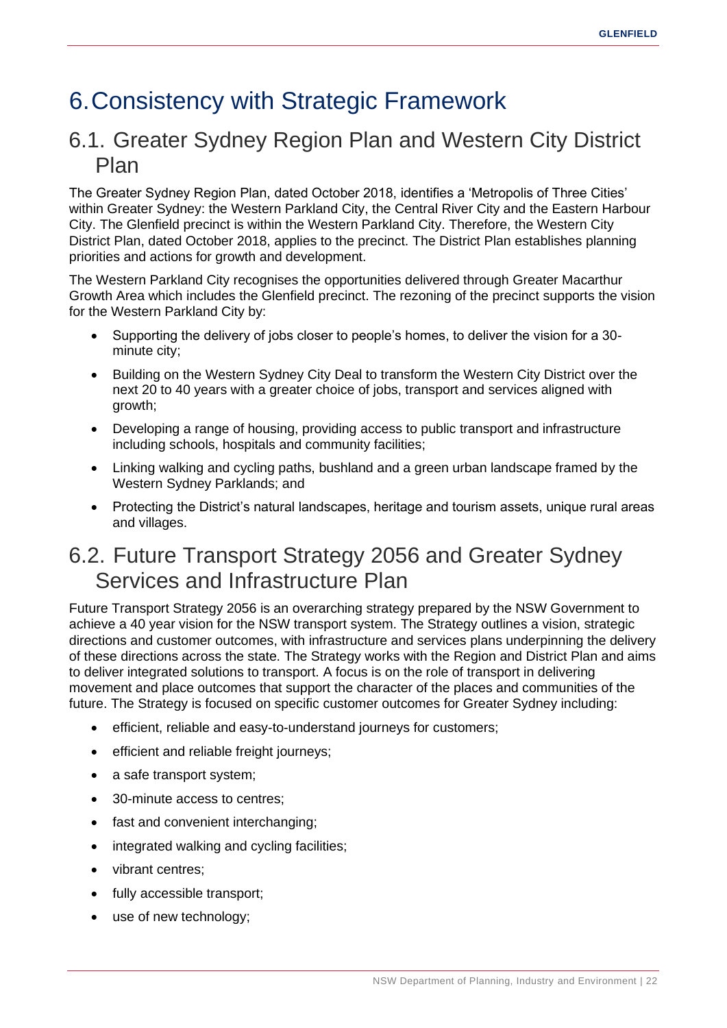# 6. Consistency with Strategic Framework

## 6.1. Greater Sydney Region Plan and Western City District Plan

The Greater Sydney Region Plan, dated October 2018, identifies a 'Metropolis of Three Cities' within Greater Sydney: the Western Parkland City, the Central River City and the Eastern Harbour City. The Glenfield precinct is within the Western Parkland City. Therefore, the Western City District Plan, dated October 2018, applies to the precinct. The District Plan establishes planning priorities and actions for growth and development.

The Western Parkland City recognises the opportunities delivered through Greater Macarthur Growth Area which includes the Glenfield precinct. The rezoning of the precinct supports the vision for the Western Parkland City by:

- Supporting the delivery of jobs closer to people's homes, to deliver the vision for a 30-minute city;
- Building on the Western Sydney City Deal to transform the Western City District over the next 20 to 40 years with a greater choice of jobs, transport and services aligned with growth;
- Developing a range of housing, providing access to public transport and infrastructure including schools, hospitals and community facilities;
- Linking walking and cycling paths, bushland and a green urban landscape framed by the Western Sydney Parklands; and
- Protecting the District's natural landscapes, heritage and tourism assets, unique rural areas and villages.

## 6.2. Future Transport Strategy 2056 and Greater Sydney Services and Infrastructure Plan

Future Transport Strategy 2056 is an overarching strategy prepared by the NSW Government to achieve a 40 year vision for the NSW transport system. The Strategy outlines a vision, strategic directions and customer outcomes, with infrastructure and services plans underpinning the delivery of these directions across the state. The Strategy works with the Region and District Plan and aims to deliver integrated solutions to transport. A focus is on the role of transport in delivering movement and place outcomes that support the character of the places and communities of the future. The Strategy is focused on specific customer outcomes for Greater Sydney including:

- efficient, reliable and easy-to-understand journeys for customers;
- efficient and reliable freight journeys;
- a safe transport system;
- 30-minute access to centres;
- fast and convenient interchanging;
- integrated walking and cycling facilities;
- vibrant centres;
- fully accessible transport;
- use of new technology;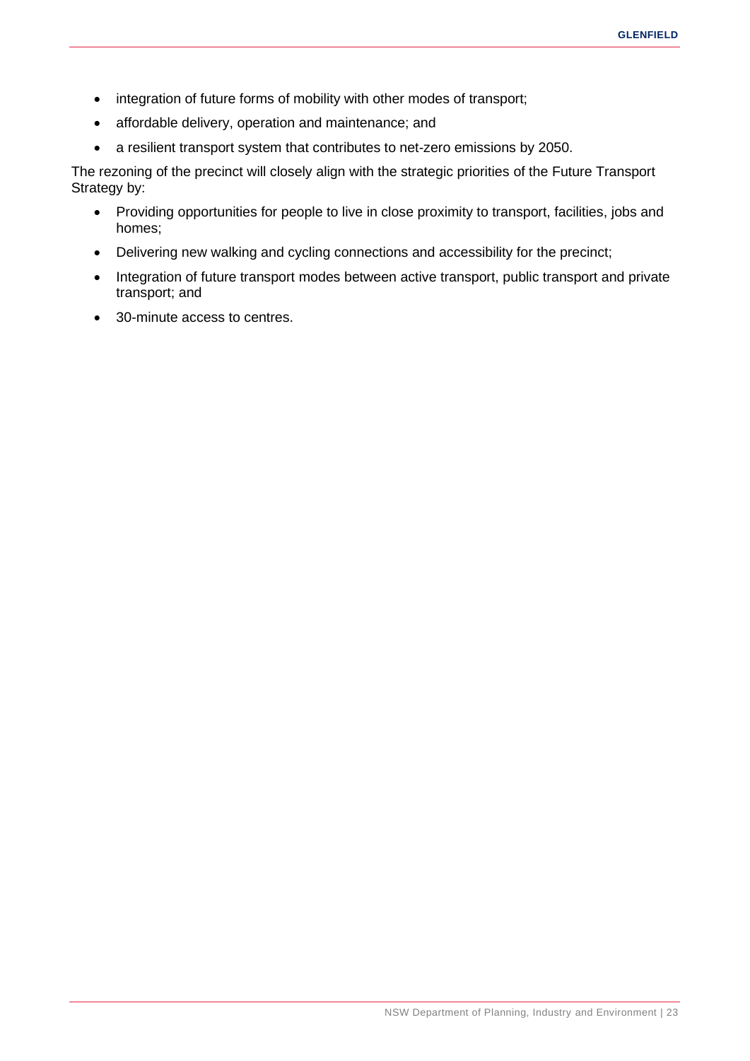- integration of future forms of mobility with other modes of transport;
- affordable delivery, operation and maintenance; and
- a resilient transport system that contributes to net-zero emissions by 2050.

The rezoning of the precinct will closely align with the strategic priorities of the Future Transport Strategy by:

- Providing opportunities for people to live in close proximity to transport, facilities, jobs and homes;
- Delivering new walking and cycling connections and accessibility for the precinct;
- Integration of future transport modes between active transport, public transport and private transport; and
- 30-minute access to centres.